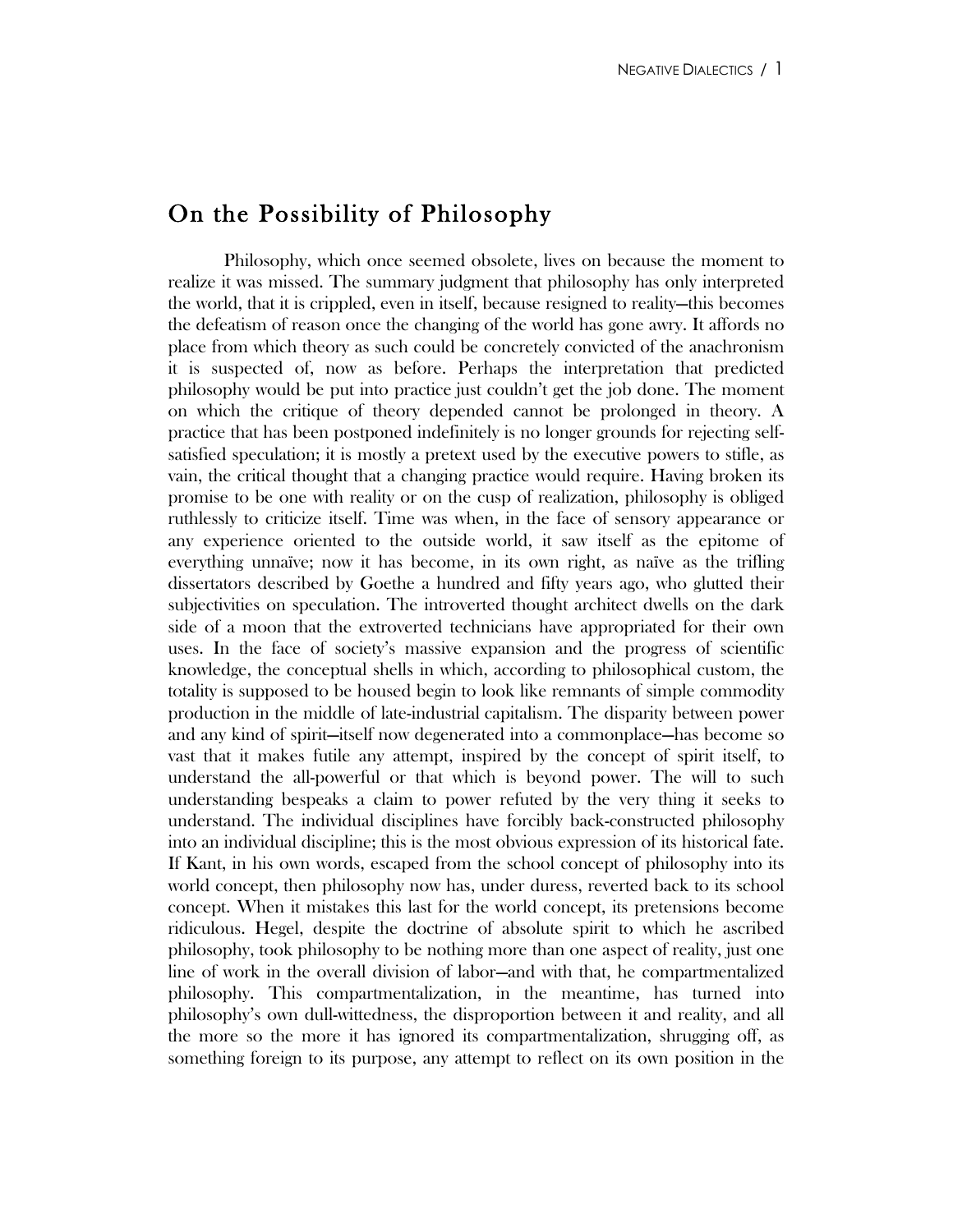## On the Possibility of Philosophy

Philosophy, which once seemed obsolete, lives on because the moment to realize it was missed. The summary judgment that philosophy has only interpreted the world, that it is crippled, even in itself, because resigned to reality—this becomes the defeatism of reason once the changing of the world has gone awry. It affords no place from which theory as such could be concretely convicted of the anachronism it is suspected of, now as before. Perhaps the interpretation that predicted philosophy would be put into practice just couldn't get the job done. The moment on which the critique of theory depended cannot be prolonged in theory. A practice that has been postponed indefinitely is no longer grounds for rejecting self-satisfied speculation; it is mostly a pretext used by the executive powers to stifle, as vain, the critical thought that a changing practice would require. Having broken its promise to be one with reality or on the cusp of realization, philosophy is obliged ruthlessly to criticize itself. Time was when, in the face of sensory appearance or any experience oriented to the outside world, it saw itself as the epitome of everything unnaïve; now it has become, in its own right, as naïve as the trifling dissertators described by Goethe a hundred and fifty years ago, who glutted their subjectivities on speculation. The introverted thought architect dwells on the dark side of a moon that the extroverted technicians have appropriated for their own uses. In the face of society's massive expansion and the progress of scientific knowledge, the conceptual shells in which, according to philosophical custom, the totality is supposed to be housed begin to look like remnants of simple commodity production in the middle of late-industrial capitalism. The disparity between power and any kind of spirit—itself now degenerated into a commonplace—has become so vast that it makes futile any attempt, inspired by the concept of spirit itself, to understand the all-powerful or that which is beyond power. The will to such understanding bespeaks a claim to power refuted by the very thing it seeks to understand. The individual disciplines have forcibly back-constructed philosophy into an individual discipline; this is the most obvious expression of its historical fate. If Kant, in his own words, escaped from the school concept of philosophy into its world concept, then philosophy now has, under duress, reverted back to its school concept. When it mistakes this last for the world concept, its pretensions become ridiculous. Hegel, despite the doctrine of absolute spirit to which he ascribed philosophy, took philosophy to be nothing more than one aspect of reality, just one line of work in the overall division of labor—and with that, he compartmentalized philosophy. This compartmentalization, in the meantime, has turned into philosophy's own dull-wittedness, the disproportion between it and reality, and all the more so the more it has ignored its compartmentalization, shrugging off, as something foreign to its purpose, any attempt to reflect on its own position in the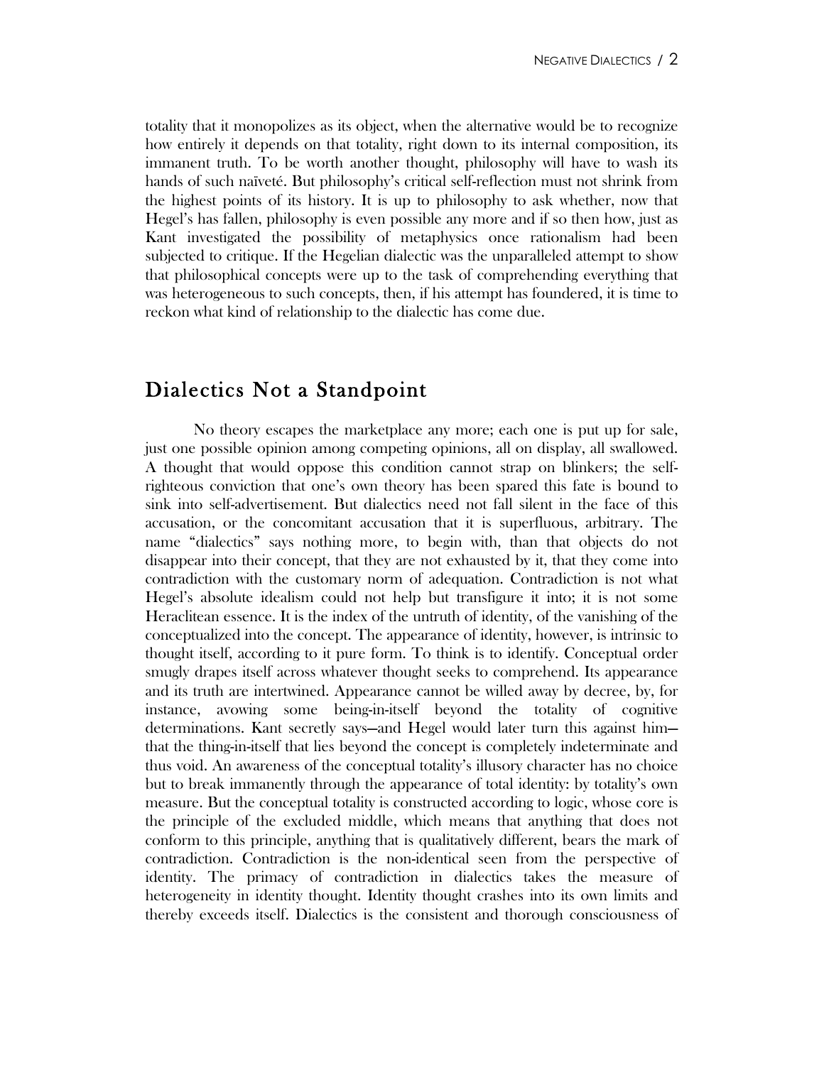totality that it monopolizes as its object, when the alternative would be to recognize how entirely it depends on that totality, right down to its internal composition, its immanent truth. To be worth another thought, philosophy will have to wash its hands of such naïveté. But philosophy's critical self-reflection must not shrink from the highest points of its history. It is up to philosophy to ask whether, now that Hegel's has fallen, philosophy is even possible any more and if so then how, just as Kant investigated the possibility of metaphysics once rationalism had been subjected to critique. If the Hegelian dialectic was the unparalleled attempt to show that philosophical concepts were up to the task of comprehending everything that was heterogeneous to such concepts, then, if his attempt has foundered, it is time to reckon what kind of relationship to the dialectic has come due.

## Dialectics Not a Standpoint

No theory escapes the marketplace any more; each one is put up for sale, just one possible opinion among competing opinions, all on display, all swallowed. A thought that would oppose this condition cannot strap on blinkers; the self-righteous conviction that one's own theory has been spared this fate is bound to sink into self-advertisement. But dialectics need not fall silent in the face of this accusation, or the concomitant accusation that it is superfluous, arbitrary. The name "dialectics" says nothing more, to begin with, than that objects do not disappear into their concept, that they are not exhausted by it, that they come into contradiction with the customary norm of adequation. Contradiction is not what Hegel's absolute idealism could not help but transfigure it into; it is not some Heraclitean essence. It is the index of the untruth of identity, of the vanishing of the conceptualized into the concept. The appearance of identity, however, is intrinsic to thought itself, according to it pure form. To think is to identify. Conceptual order smugly drapes itself across whatever thought seeks to comprehend. Its appearance and its truth are intertwined. Appearance cannot be willed away by decree, by, for instance, avowing some being-in-itself beyond the totality of cognitive determinations. Kant secretly says—and Hegel would later turn this against him—that the thing-in-itself that lies beyond the concept is completely indeterminate and thus void. An awareness of the conceptual totality's illusory character has no choice but to break immanently through the appearance of total identity: by totality's own measure. But the conceptual totality is constructed according to logic, whose core is the principle of the excluded middle, which means that anything that does not conform to this principle, anything that is qualitatively different, bears the mark of contradiction. Contradiction is the non-identical seen from the perspective of identity. The primacy of contradiction in dialectics takes the measure of heterogeneity in identity thought. Identity thought crashes into its own limits and thereby exceeds itself. Dialectics is the consistent and thorough consciousness of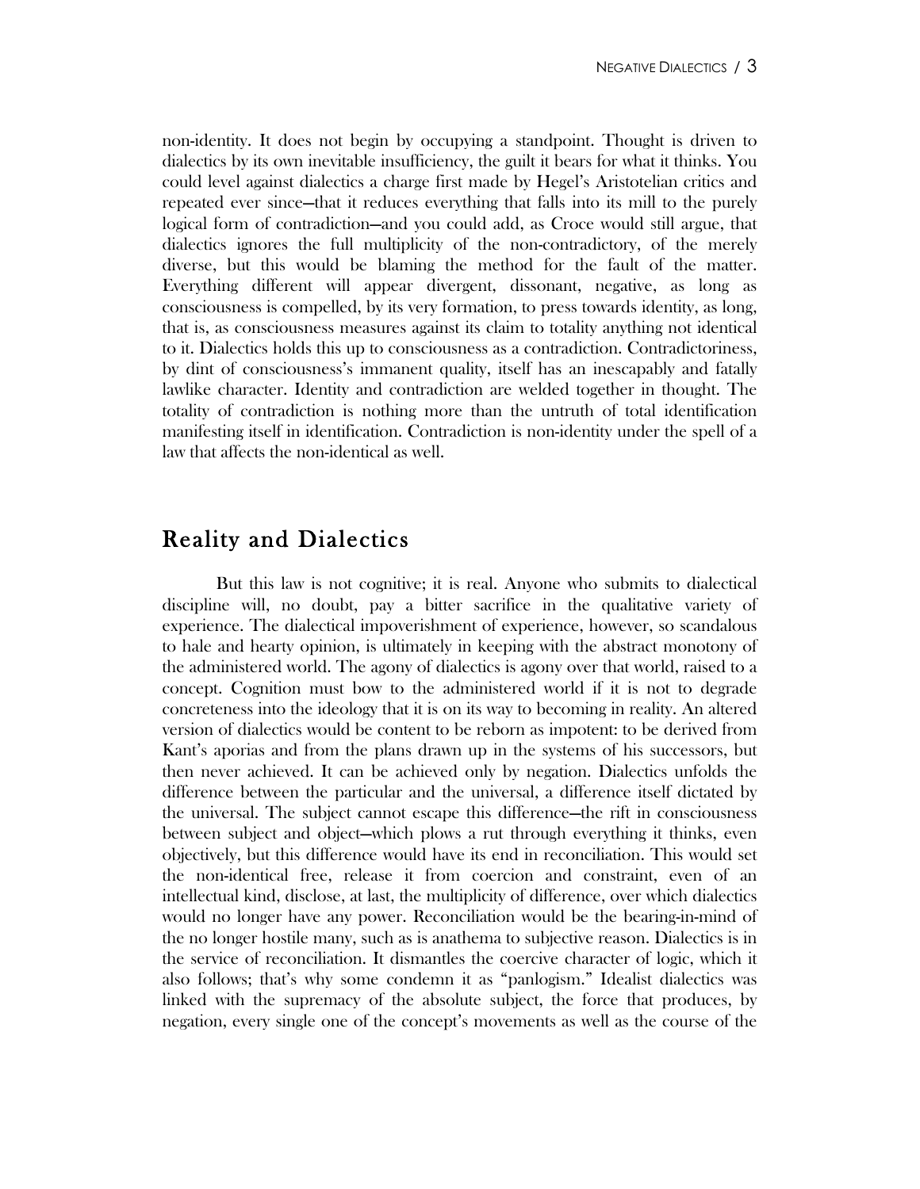non-identity. It does not begin by occupying a standpoint. Thought is driven to dialectics by its own inevitable insufficiency, the guilt it bears for what it thinks. You could level against dialectics a charge first made by Hegel's Aristotelian critics and repeated ever since—that it reduces everything that falls into its mill to the purely logical form of contradiction—and you could add, as Croce would still argue, that dialectics ignores the full multiplicity of the non-contradictory, of the merely diverse, but this would be blaming the method for the fault of the matter. Everything different will appear divergent, dissonant, negative, as long as consciousness is compelled, by its very formation, to press towards identity, as long, that is, as consciousness measures against its claim to totality anything not identical to it. Dialectics holds this up to consciousness as a contradiction. Contradictoriness, by dint of consciousness's immanent quality, itself has an inescapably and fatally lawlike character. Identity and contradiction are welded together in thought. The totality of contradiction is nothing more than the untruth of total identification manifesting itself in identification. Contradiction is non-identity under the spell of a law that affects the non-identical as well.

## Reality and Dialectics

But this law is not cognitive; it is real. Anyone who submits to dialectical discipline will, no doubt, pay a bitter sacrifice in the qualitative variety of experience. The dialectical impoverishment of experience, however, so scandalous to hale and hearty opinion, is ultimately in keeping with the abstract monotony of the administered world. The agony of dialectics is agony over that world, raised to a concept. Cognition must bow to the administered world if it is not to degrade concreteness into the ideology that it is on its way to becoming in reality. An altered version of dialectics would be content to be reborn as impotent: to be derived from Kant's aporias and from the plans drawn up in the systems of his successors, but then never achieved. It can be achieved only by negation. Dialectics unfolds the difference between the particular and the universal, a difference itself dictated by the universal. The subject cannot escape this difference—the rift in consciousness between subject and object—which plows a rut through everything it thinks, even objectively, but this difference would have its end in reconciliation. This would set the non-identical free, release it from coercion and constraint, even of an intellectual kind, disclose, at last, the multiplicity of difference, over which dialectics would no longer have any power. Reconciliation would be the bearing-in-mind of the no longer hostile many, such as is anathema to subjective reason. Dialectics is in the service of reconciliation. It dismantles the coercive character of logic, which it also follows; that's why some condemn it as "panlogism." Idealist dialectics was linked with the supremacy of the absolute subject, the force that produces, by negation, every single one of the concept's movements as well as the course of the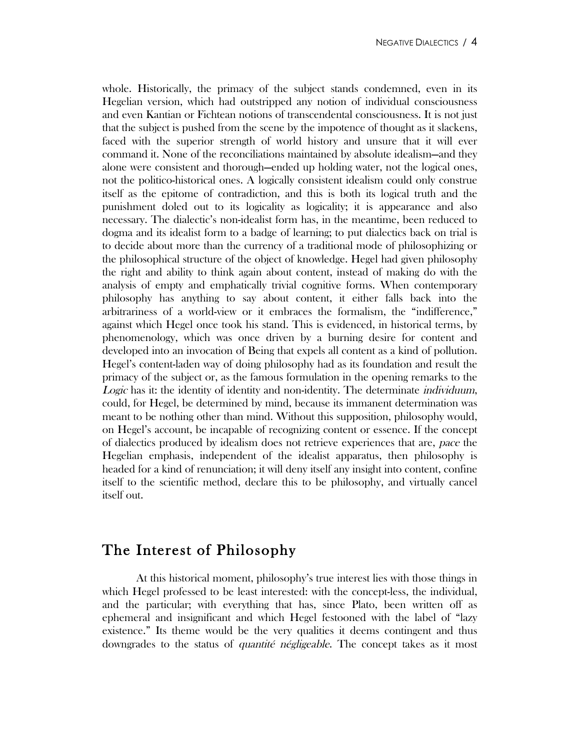whole. Historically, the primacy of the subject stands condemned, even in its Hegelian version, which had outstripped any notion of individual consciousness and even Kantian or Fichtean notions of transcendental consciousness. It is not just that the subject is pushed from the scene by the impotence of thought as it slackens, faced with the superior strength of world history and unsure that it will ever command it. None of the reconciliations maintained by absolute idealism—and they alone were consistent and thorough—ended up holding water, not the logical ones, not the politico-historical ones. A logically consistent idealism could only construe itself as the epitome of contradiction, and this is both its logical truth and the punishment doled out to its logicality as logicality; it is appearance and also necessary. The dialectic's non-idealist form has, in the meantime, been reduced to dogma and its idealist form to a badge of learning; to put dialectics back on trial is to decide about more than the currency of a traditional mode of philosophizing or the philosophical structure of the object of knowledge. Hegel had given philosophy the right and ability to think again about content, instead of making do with the analysis of empty and emphatically trivial cognitive forms. When contemporary philosophy has anything to say about content, it either falls back into the arbitrariness of a world-view or it embraces the formalism, the "indifference," against which Hegel once took his stand. This is evidenced, in historical terms, by phenomenology, which was once driven by a burning desire for content and developed into an invocation of Being that expels all content as a kind of pollution. Hegel's content-laden way of doing philosophy had as its foundation and result the primacy of the subject or, as the famous formulation in the opening remarks to the *Logic* has it: the identity of identity and non-identity. The determinate *individuum*, could, for Hegel, be determined by mind, because its immanent determination was meant to be nothing other than mind. Without this supposition, philosophy would, on Hegel's account, be incapable of recognizing content or essence. If the concept of dialectics produced by idealism does not retrieve experiences that are, *pace* the Hegelian emphasis, independent of the idealist apparatus, then philosophy is headed for a kind of renunciation; it will deny itself any insight into content, confine itself to the scientific method, declare this to be philosophy, and virtually cancel itself out.

## The Interest of Philosophy

At this historical moment, philosophy's true interest lies with those things in which Hegel professed to be least interested: with the concept-less, the individual, and the particular; with everything that has, since Plato, been written off as ephemeral and insignificant and which Hegel festooned with the label of "lazy existence." Its theme would be the very qualities it deems contingent and thus downgrades to the status of *quantité négligeable*. The concept takes as it most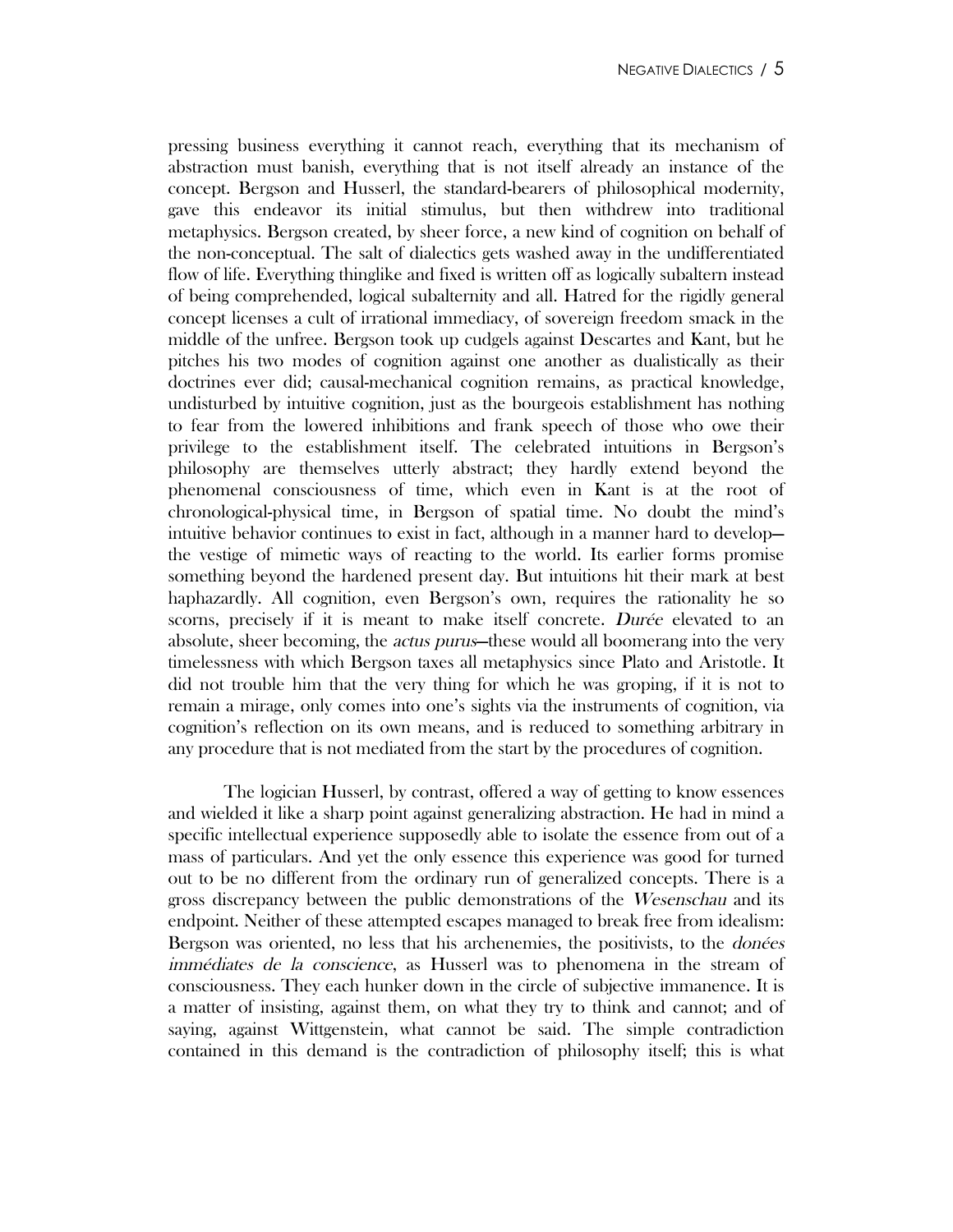pressing business everything it cannot reach, everything that its mechanism of abstraction must banish, everything that is not itself already an instance of the concept. Bergson and Husserl, the standard-bearers of philosophical modernity, gave this endeavor its initial stimulus, but then withdrew into traditional metaphysics. Bergson created, by sheer force, a new kind of cognition on behalf of the non-conceptual. The salt of dialectics gets washed away in the undifferentiated flow of life. Everything thinglike and fixed is written off as logically subaltern instead of being comprehended, logical subalternity and all. Hatred for the rigidly general concept licenses a cult of irrational immediacy, of sovereign freedom smack in the middle of the unfree. Bergson took up cudgels against Descartes and Kant, but he pitches his two modes of cognition against one another as dualistically as their doctrines ever did; causal-mechanical cognition remains, as practical knowledge, undisturbed by intuitive cognition, just as the bourgeois establishment has nothing to fear from the lowered inhibitions and frank speech of those who owe their privilege to the establishment itself. The celebrated intuitions in Bergson's philosophy are themselves utterly abstract; they hardly extend beyond the phenomenal consciousness of time, which even in Kant is at the root of chronological-physical time, in Bergson of spatial time. No doubt the mind's intuitive behavior continues to exist in fact, although in a manner hard to develop—the vestige of mimetic ways of reacting to the world. Its earlier forms promise something beyond the hardened present day. But intuitions hit their mark at best haphazardly. All cognition, even Bergson's own, requires the rationality he so scorns, precisely if it is meant to make itself concrete. *Durée* elevated to an absolute, sheer becoming, the *actus purus*—these would all boomerang into the very timelessness with which Bergson taxes all metaphysics since Plato and Aristotle. It did not trouble him that the very thing for which he was groping, if it is not to remain a mirage, only comes into one's sights via the instruments of cognition, via cognition's reflection on its own means, and is reduced to something arbitrary in any procedure that is not mediated from the start by the procedures of cognition.

The logician Husserl, by contrast, offered a way of getting to know essences and wielded it like a sharp point against generalizing abstraction. He had in mind a specific intellectual experience supposedly able to isolate the essence from out of a mass of particulars. And yet the only essence this experience was good for turned out to be no different from the ordinary run of generalized concepts. There is a gross discrepancy between the public demonstrations of the *Wesenschau* and its endpoint. Neither of these attempted escapes managed to break free from idealism: Bergson was oriented, no less that his archenemies, the positivists, to the *donées immédiates de la conscience*, as Husserl was to phenomena in the stream of consciousness. They each hunker down in the circle of subjective immanence. It is a matter of insisting, against them, on what they try to think and cannot; and of saying, against Wittgenstein, what cannot be said. The simple contradiction contained in this demand is the contradiction of philosophy itself; this is what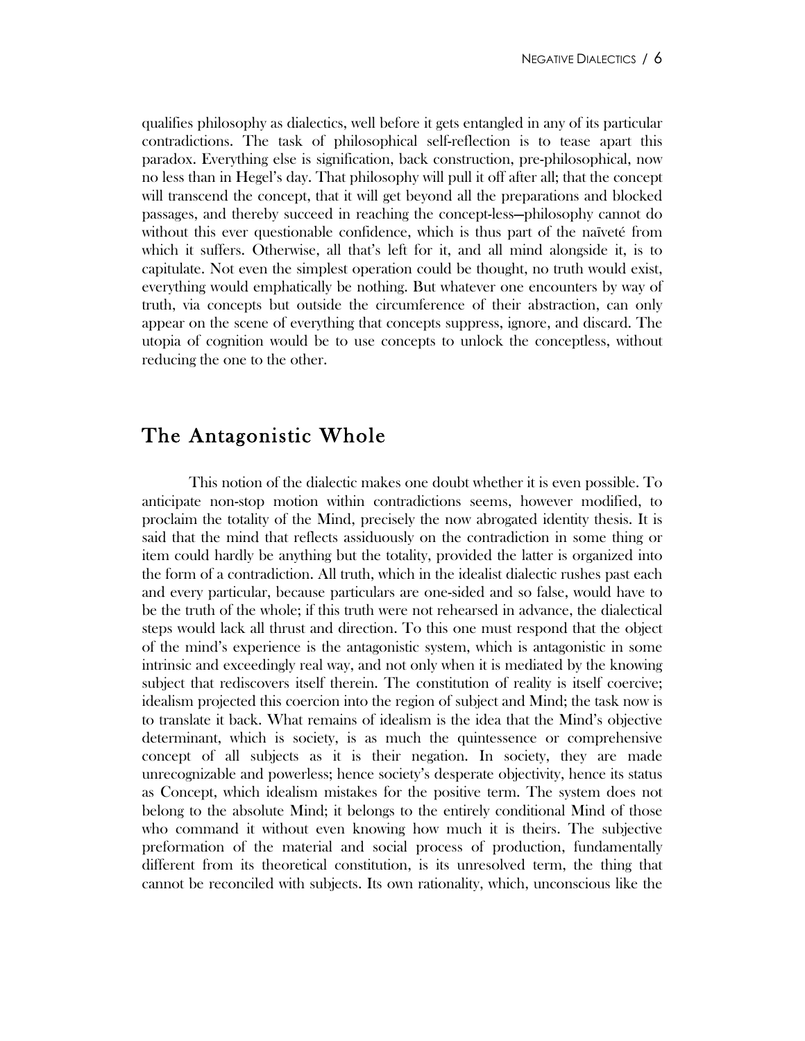qualifies philosophy as dialectics, well before it gets entangled in any of its particular contradictions. The task of philosophical self-reflection is to tease apart this paradox. Everything else is signification, back construction, pre-philosophical, now no less than in Hegel's day. That philosophy will pull it off after all; that the concept will transcend the concept, that it will get beyond all the preparations and blocked passages, and thereby succeed in reaching the concept-less—philosophy cannot do without this ever questionable confidence, which is thus part of the naïveté from which it suffers. Otherwise, all that's left for it, and all mind alongside it, is to capitulate. Not even the simplest operation could be thought, no truth would exist, everything would emphatically be nothing. But whatever one encounters by way of truth, via concepts but outside the circumference of their abstraction, can only appear on the scene of everything that concepts suppress, ignore, and discard. The utopia of cognition would be to use concepts to unlock the conceptless, without reducing the one to the other.

## The Antagonistic Whole

This notion of the dialectic makes one doubt whether it is even possible. To anticipate non-stop motion within contradictions seems, however modified, to proclaim the totality of the Mind, precisely the now abrogated identity thesis. It is said that the mind that reflects assiduously on the contradiction in some thing or item could hardly be anything but the totality, provided the latter is organized into the form of a contradiction. All truth, which in the idealist dialectic rushes past each and every particular, because particulars are one-sided and so false, would have to be the truth of the whole; if this truth were not rehearsed in advance, the dialectical steps would lack all thrust and direction. To this one must respond that the object of the mind's experience is the antagonistic system, which is antagonistic in some intrinsic and exceedingly real way, and not only when it is mediated by the knowing subject that rediscovers itself therein. The constitution of reality is itself coercive; idealism projected this coercion into the region of subject and Mind; the task now is to translate it back. What remains of idealism is the idea that the Mind's objective determinant, which is society, is as much the quintessence or comprehensive concept of all subjects as it is their negation. In society, they are made unrecognizable and powerless; hence society's desperate objectivity, hence its status as Concept, which idealism mistakes for the positive term. The system does not belong to the absolute Mind; it belongs to the entirely conditional Mind of those who command it without even knowing how much it is theirs. The subjective preformation of the material and social process of production, fundamentally different from its theoretical constitution, is its unresolved term, the thing that cannot be reconciled with subjects. Its own rationality, which, unconscious like the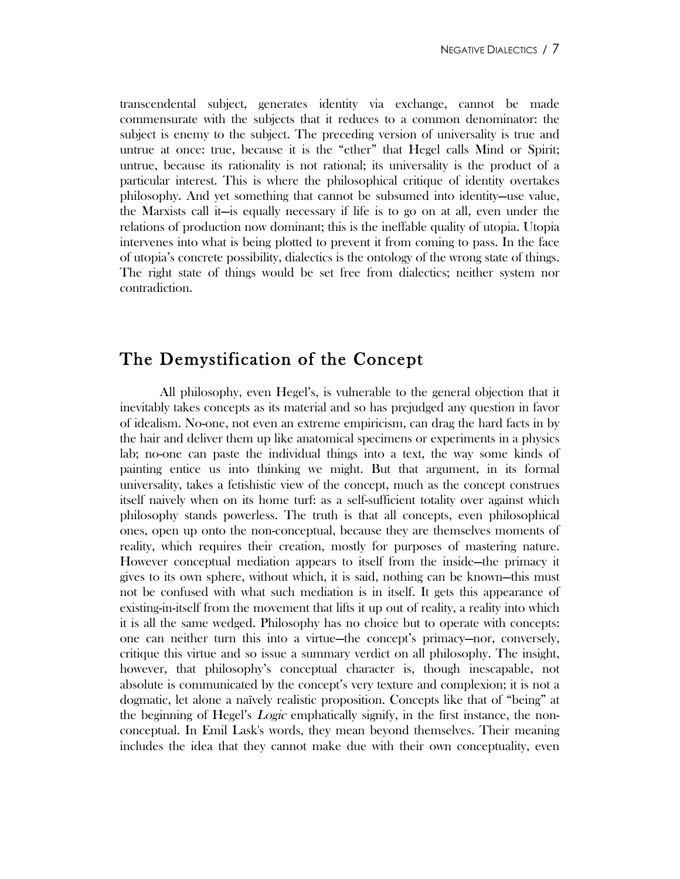transcendental subject, generates identity via exchange, cannot be made commensurate with the subjects that it reduces to a common denominator: the subject is enemy to the subject. The preceding version of universality is true and untrue at once: true, because it is the "ether" that Hegel calls Mind or Spirit; untrue, because its rationality is not rational; its universality is the product of a particular interest. This is where the philosophical critique of identity overtakes philosophy. And yet something that cannot be subsumed into identity—use value, the Marxists call it—is equally necessary if life is to go on at all, even under the relations of production now dominant; this is the ineffable quality of utopia. Utopia intervenes into what is being plotted to prevent it from coming to pass. In the face of utopia's concrete possibility, dialectics is the ontology of the wrong state of things. The right state of things would be set free from dialectics; neither system nor contradiction.

## The Demystification of the Concept

All philosophy, even Hegel's, is vulnerable to the general objection that it inevitably takes concepts as its material and so has prejudged any question in favor of idealism. No-one, not even an extreme empiricism, can drag the hard facts in by the hair and deliver them up like anatomical specimens or experiments in a physics lab; no-one can paste the individual things into a text, the way some kinds of painting entice us into thinking we might. But that argument, in its formal universality, takes a fetishistic view of the concept, much as the concept construes itself naively when on its home turf: as a self-sufficient totality over against which philosophy stands powerless. The truth is that all concepts, even philosophical ones, open up onto the non-conceptual, because they are themselves moments of reality, which requires their creation, mostly for purposes of mastering nature. However conceptual mediation appears to itself from the inside—the primacy it gives to its own sphere, without which, it is said, nothing can be known—this must not be confused with what such mediation is in itself. It gets this appearance of existing-in-itself from the movement that lifts it up out of reality, a reality into which it is all the same wedged. Philosophy has no choice but to operate with concepts: one can neither turn this into a virtue—the concept's primacy—nor, conversely, critique this virtue and so issue a summary verdict on all philosophy. The insight, however, that philosophy's conceptual character is, though inescapable, not absolute is communicated by the concept's very texture and complexion; it is not a dogmatic, let alone a naïvely realistic proposition. Concepts like that of "being" at the beginning of Hegel's *Logic* emphatically signify, in the first instance, the non-conceptual. In Emil Lask's words, they mean beyond themselves. Their meaning includes the idea that they cannot make due with their own conceptuality, even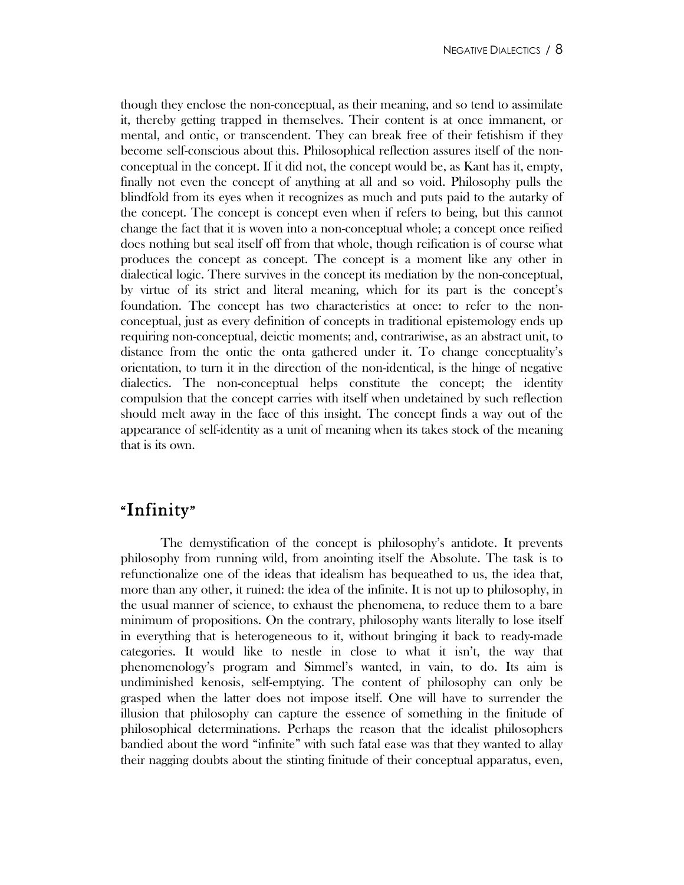though they enclose the non-conceptual, as their meaning, and so tend to assimilate it, thereby getting trapped in themselves. Their content is at once immanent, or mental, and ontic, or transcendent. They can break free of their fetishism if they become self-conscious about this. Philosophical reflection assures itself of the non-conceptual in the concept. If it did not, the concept would be, as Kant has it, empty, finally not even the concept of anything at all and so void. Philosophy pulls the blindfold from its eyes when it recognizes as much and puts paid to the autarky of the concept. The concept is concept even when if refers to being, but this cannot change the fact that it is woven into a non-conceptual whole; a concept once reified does nothing but seal itself off from that whole, though reification is of course what produces the concept as concept. The concept is a moment like any other in dialectical logic. There survives in the concept its mediation by the non-conceptual, by virtue of its strict and literal meaning, which for its part is the concept's foundation. The concept has two characteristics at once: to refer to the non-conceptual, just as every definition of concepts in traditional epistemology ends up requiring non-conceptual, deictic moments; and, contrariwise, as an abstract unit, to distance from the ontic the onta gathered under it. To change conceptuality's orientation, to turn it in the direction of the non-identical, is the hinge of negative dialectics. The non-conceptual helps constitute the concept; the identity compulsion that the concept carries with itself when undetained by such reflection should melt away in the face of this insight. The concept finds a way out of the appearance of self-identity as a unit of meaning when its takes stock of the meaning that is its own.

## "Infinity"

The demystification of the concept is philosophy's antidote. It prevents philosophy from running wild, from anointing itself the Absolute. The task is to refunctionalize one of the ideas that idealism has bequeathed to us, the idea that, more than any other, it ruined: the idea of the infinite. It is not up to philosophy, in the usual manner of science, to exhaust the phenomena, to reduce them to a bare minimum of propositions. On the contrary, philosophy wants literally to lose itself in everything that is heterogeneous to it, without bringing it back to ready-made categories. It would like to nestle in close to what it isn't, the way that phenomenology's program and Simmel's wanted, in vain, to do. Its aim is undiminished kenosis, self-emptying. The content of philosophy can only be grasped when the latter does not impose itself. One will have to surrender the illusion that philosophy can capture the essence of something in the finitude of philosophical determinations. Perhaps the reason that the idealist philosophers bandied about the word "infinite" with such fatal ease was that they wanted to allay their nagging doubts about the stinting finitude of their conceptual apparatus, even,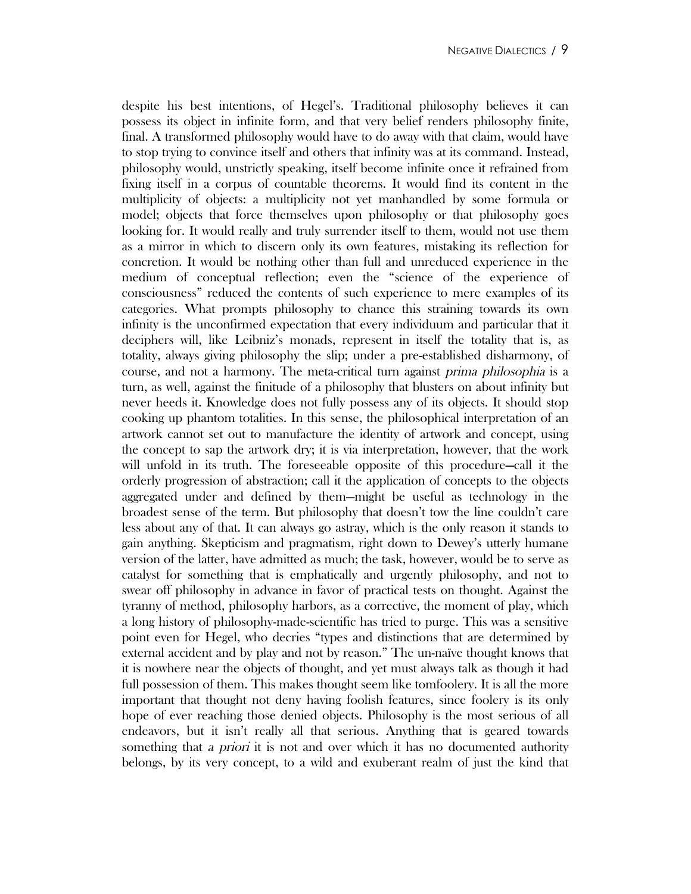despite his best intentions, of Hegel's. Traditional philosophy believes it can possess its object in infinite form, and that very belief renders philosophy finite, final. A transformed philosophy would have to do away with that claim, would have to stop trying to convince itself and others that infinity was at its command. Instead, philosophy would, unstrictly speaking, itself become infinite once it refrained from fixing itself in a corpus of countable theorems. It would find its content in the multiplicity of objects: a multiplicity not yet manhandled by some formula or model; objects that force themselves upon philosophy or that philosophy goes looking for. It would really and truly surrender itself to them, would not use them as a mirror in which to discern only its own features, mistaking its reflection for concretion. It would be nothing other than full and unreduced experience in the medium of conceptual reflection; even the "science of the experience of consciousness" reduced the contents of such experience to mere examples of its categories. What prompts philosophy to chance this straining towards its own infinity is the unconfirmed expectation that every individuum and particular that it deciphers will, like Leibniz's monads, represent in itself the totality that is, as totality, always giving philosophy the slip; under a pre-established disharmony, of course, and not a harmony. The meta-critical turn against *prima philosophia* is a turn, as well, against the finitude of a philosophy that blusters on about infinity but never heeds it. Knowledge does not fully possess any of its objects. It should stop cooking up phantom totalities. In this sense, the philosophical interpretation of an artwork cannot set out to manufacture the identity of artwork and concept, using the concept to sap the artwork dry; it is via interpretation, however, that the work will unfold in its truth. The foreseeable opposite of this procedure—call it the orderly progression of abstraction; call it the application of concepts to the objects aggregated under and defined by them—might be useful as technology in the broadest sense of the term. But philosophy that doesn't tow the line couldn't care less about any of that. It can always go astray, which is the only reason it stands to gain anything. Skepticism and pragmatism, right down to Dewey's utterly humane version of the latter, have admitted as much; the task, however, would be to serve as catalyst for something that is emphatically and urgently philosophy, and not to swear off philosophy in advance in favor of practical tests on thought. Against the tyranny of method, philosophy harbors, as a corrective, the moment of play, which a long history of philosophy-made-scientific has tried to purge. This was a sensitive point even for Hegel, who decries "types and distinctions that are determined by external accident and by play and not by reason." The un-naïve thought knows that it is nowhere near the objects of thought, and yet must always talk as though it had full possession of them. This makes thought seem like tomfoolery. It is all the more important that thought not deny having foolish features, since foolery is its only hope of ever reaching those denied objects. Philosophy is the most serious of all endeavors, but it isn't really all that serious. Anything that is geared towards something that *a priori* it is not and over which it has no documented authority belongs, by its very concept, to a wild and exuberant realm of just the kind that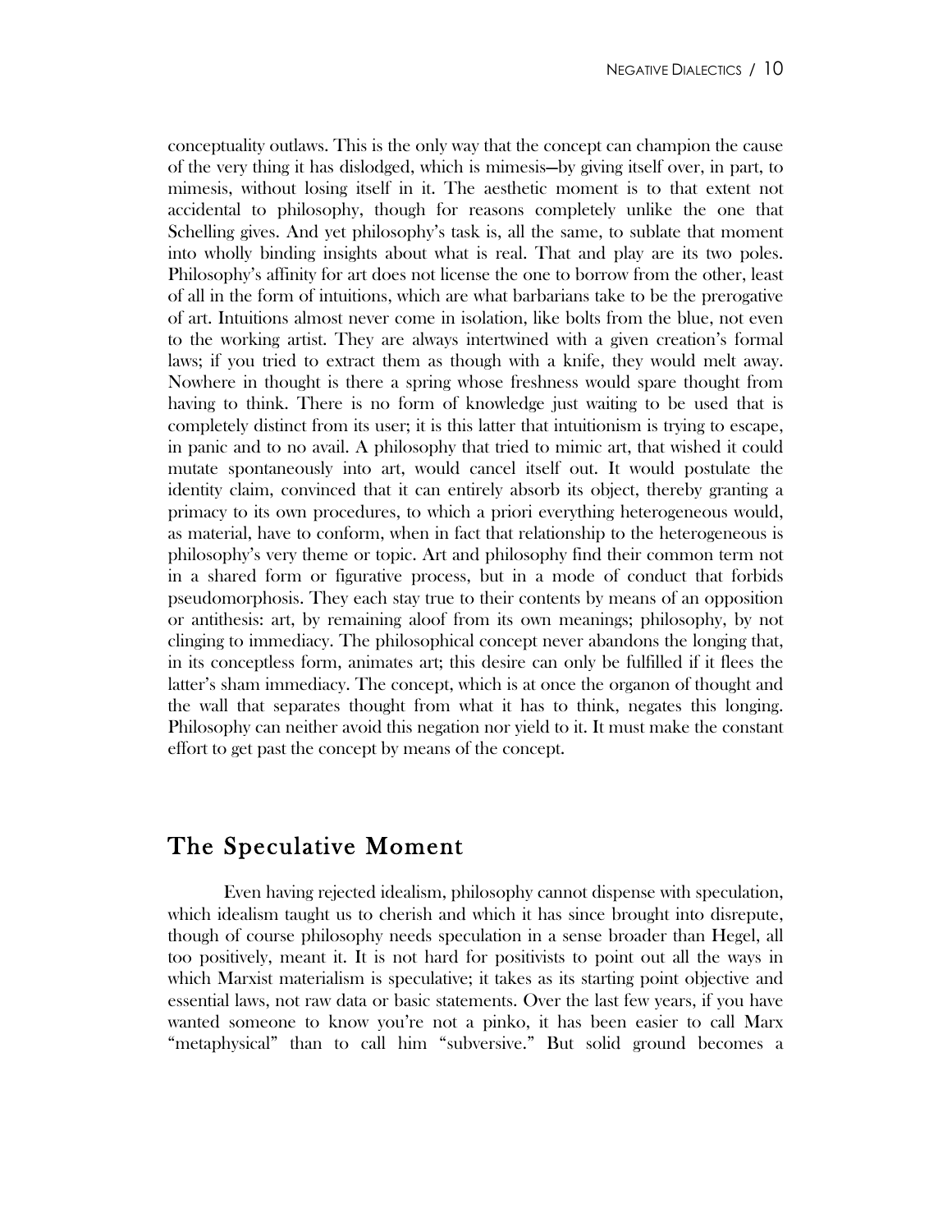conceptuality outlaws. This is the only way that the concept can champion the cause of the very thing it has dislodged, which is mimesis—by giving itself over, in part, to mimesis, without losing itself in it. The aesthetic moment is to that extent not accidental to philosophy, though for reasons completely unlike the one that Schelling gives. And yet philosophy's task is, all the same, to sublate that moment into wholly binding insights about what is real. That and play are its two poles. Philosophy's affinity for art does not license the one to borrow from the other, least of all in the form of intuitions, which are what barbarians take to be the prerogative of art. Intuitions almost never come in isolation, like bolts from the blue, not even to the working artist. They are always intertwined with a given creation's formal laws; if you tried to extract them as though with a knife, they would melt away. Nowhere in thought is there a spring whose freshness would spare thought from having to think. There is no form of knowledge just waiting to be used that is completely distinct from its user; it is this latter that intuitionism is trying to escape, in panic and to no avail. A philosophy that tried to mimic art, that wished it could mutate spontaneously into art, would cancel itself out. It would postulate the identity claim, convinced that it can entirely absorb its object, thereby granting a primacy to its own procedures, to which a priori everything heterogeneous would, as material, have to conform, when in fact that relationship to the heterogeneous is philosophy's very theme or topic. Art and philosophy find their common term not in a shared form or figurative process, but in a mode of conduct that forbids pseudomorphosis. They each stay true to their contents by means of an opposition or antithesis: art, by remaining aloof from its own meanings; philosophy, by not clinging to immediacy. The philosophical concept never abandons the longing that, in its conceptless form, animates art; this desire can only be fulfilled if it flees the latter's sham immediacy. The concept, which is at once the organon of thought and the wall that separates thought from what it has to think, negates this longing. Philosophy can neither avoid this negation nor yield to it. It must make the constant effort to get past the concept by means of the concept.

## The Speculative Moment

Even having rejected idealism, philosophy cannot dispense with speculation, which idealism taught us to cherish and which it has since brought into disrepute, though of course philosophy needs speculation in a sense broader than Hegel, all too positively, meant it. It is not hard for positivists to point out all the ways in which Marxist materialism is speculative; it takes as its starting point objective and essential laws, not raw data or basic statements. Over the last few years, if you have wanted someone to know you're not a pinko, it has been easier to call Marx "metaphysical" than to call him "subversive." But solid ground becomes a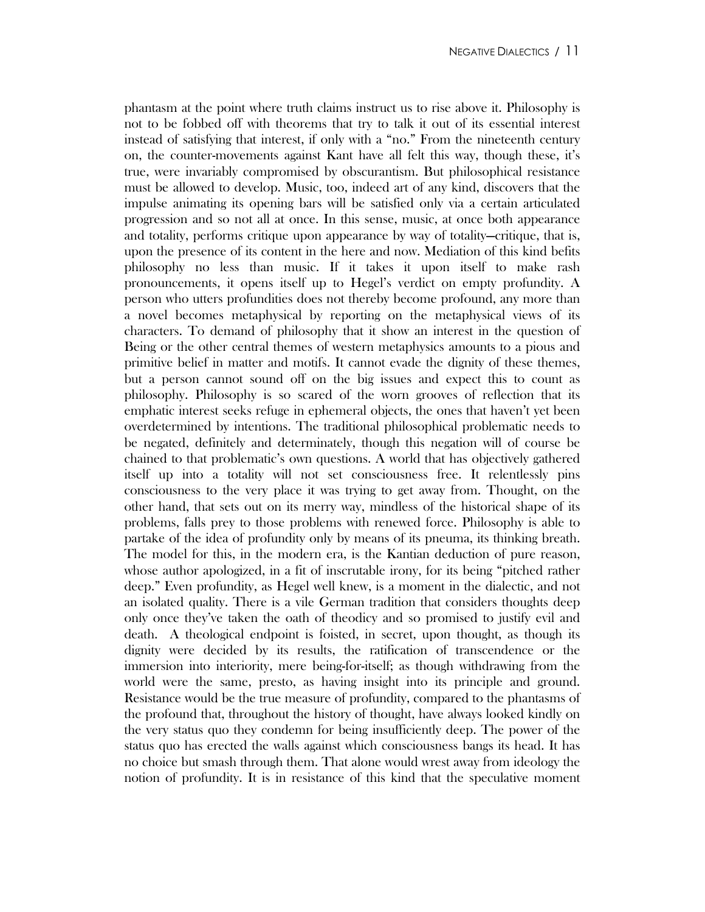phantasm at the point where truth claims instruct us to rise above it. Philosophy is not to be fobbed off with theorems that try to talk it out of its essential interest instead of satisfying that interest, if only with a "no." From the nineteenth century on, the counter-movements against Kant have all felt this way, though these, it's true, were invariably compromised by obscurantism. But philosophical resistance must be allowed to develop. Music, too, indeed art of any kind, discovers that the impulse animating its opening bars will be satisfied only via a certain articulated progression and so not all at once. In this sense, music, at once both appearance and totality, performs critique upon appearance by way of totality—critique, that is, upon the presence of its content in the here and now. Mediation of this kind befits philosophy no less than music. If it takes it upon itself to make rash pronouncements, it opens itself up to Hegel's verdict on empty profundity. A person who utters profundities does not thereby become profound, any more than a novel becomes metaphysical by reporting on the metaphysical views of its characters. To demand of philosophy that it show an interest in the question of Being or the other central themes of western metaphysics amounts to a pious and primitive belief in matter and motifs. It cannot evade the dignity of these themes, but a person cannot sound off on the big issues and expect this to count as philosophy. Philosophy is so scared of the worn grooves of reflection that its emphatic interest seeks refuge in ephemeral objects, the ones that haven't yet been overdetermined by intentions. The traditional philosophical problematic needs to be negated, definitely and determinately, though this negation will of course be chained to that problematic's own questions. A world that has objectively gathered itself up into a totality will not set consciousness free. It relentlessly pins consciousness to the very place it was trying to get away from. Thought, on the other hand, that sets out on its merry way, mindless of the historical shape of its problems, falls prey to those problems with renewed force. Philosophy is able to partake of the idea of profundity only by means of its pneuma, its thinking breath. The model for this, in the modern era, is the Kantian deduction of pure reason, whose author apologized, in a fit of inscrutable irony, for its being "pitched rather deep." Even profundity, as Hegel well knew, is a moment in the dialectic, and not an isolated quality. There is a vile German tradition that considers thoughts deep only once they've taken the oath of theodicy and so promised to justify evil and death. A theological endpoint is foisted, in secret, upon thought, as though its dignity were decided by its results, the ratification of transcendence or the immersion into interiority, mere being-for-itself; as though withdrawing from the world were the same, presto, as having insight into its principle and ground. Resistance would be the true measure of profundity, compared to the phantasms of the profound that, throughout the history of thought, have always looked kindly on the very status quo they condemn for being insufficiently deep. The power of the status quo has erected the walls against which consciousness bangs its head. It has no choice but smash through them. That alone would wrest away from ideology the notion of profundity. It is in resistance of this kind that the speculative moment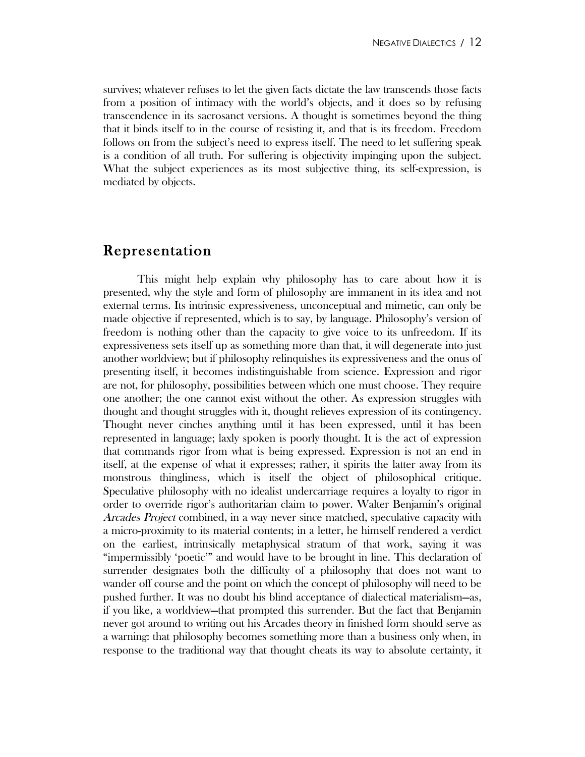survives; whatever refuses to let the given facts dictate the law transcends those facts from a position of intimacy with the world's objects, and it does so by refusing transcendence in its sacrosanct versions. A thought is sometimes beyond the thing that it binds itself to in the course of resisting it, and that is its freedom. Freedom follows on from the subject's need to express itself. The need to let suffering speak is a condition of all truth. For suffering is objectivity impinging upon the subject. What the subject experiences as its most subjective thing, its self-expression, is mediated by objects.

## Representation

This might help explain why philosophy has to care about how it is presented, why the style and form of philosophy are immanent in its idea and not external terms. Its intrinsic expressiveness, unconceptual and mimetic, can only be made objective if represented, which is to say, by language. Philosophy's version of freedom is nothing other than the capacity to give voice to its unfreedom. If its expressiveness sets itself up as something more than that, it will degenerate into just another worldview; but if philosophy relinquishes its expressiveness and the onus of presenting itself, it becomes indistinguishable from science. Expression and rigor are not, for philosophy, possibilities between which one must choose. They require one another; the one cannot exist without the other. As expression struggles with thought and thought struggles with it, thought relieves expression of its contingency. Thought never cinches anything until it has been expressed, until it has been represented in language; laxly spoken is poorly thought. It is the act of expression that commands rigor from what is being expressed. Expression is not an end in itself, at the expense of what it expresses; rather, it spirits the latter away from its monstrous thingliness, which is itself the object of philosophical critique. Speculative philosophy with no idealist undercarriage requires a loyalty to rigor in order to override rigor's authoritarian claim to power. Walter Benjamin's original *Arcades Project* combined, in a way never since matched, speculative capacity with a micro-proximity to its material contents; in a letter, he himself rendered a verdict on the earliest, intrinsically metaphysical stratum of that work, saying it was "impermissibly 'poetic'" and would have to be brought in line. This declaration of surrender designates both the difficulty of a philosophy that does not want to wander off course and the point on which the concept of philosophy will need to be pushed further. It was no doubt his blind acceptance of dialectical materialism—as, if you like, a worldview—that prompted this surrender. But the fact that Benjamin never got around to writing out his Arcades theory in finished form should serve as a warning: that philosophy becomes something more than a business only when, in response to the traditional way that thought cheats its way to absolute certainty, it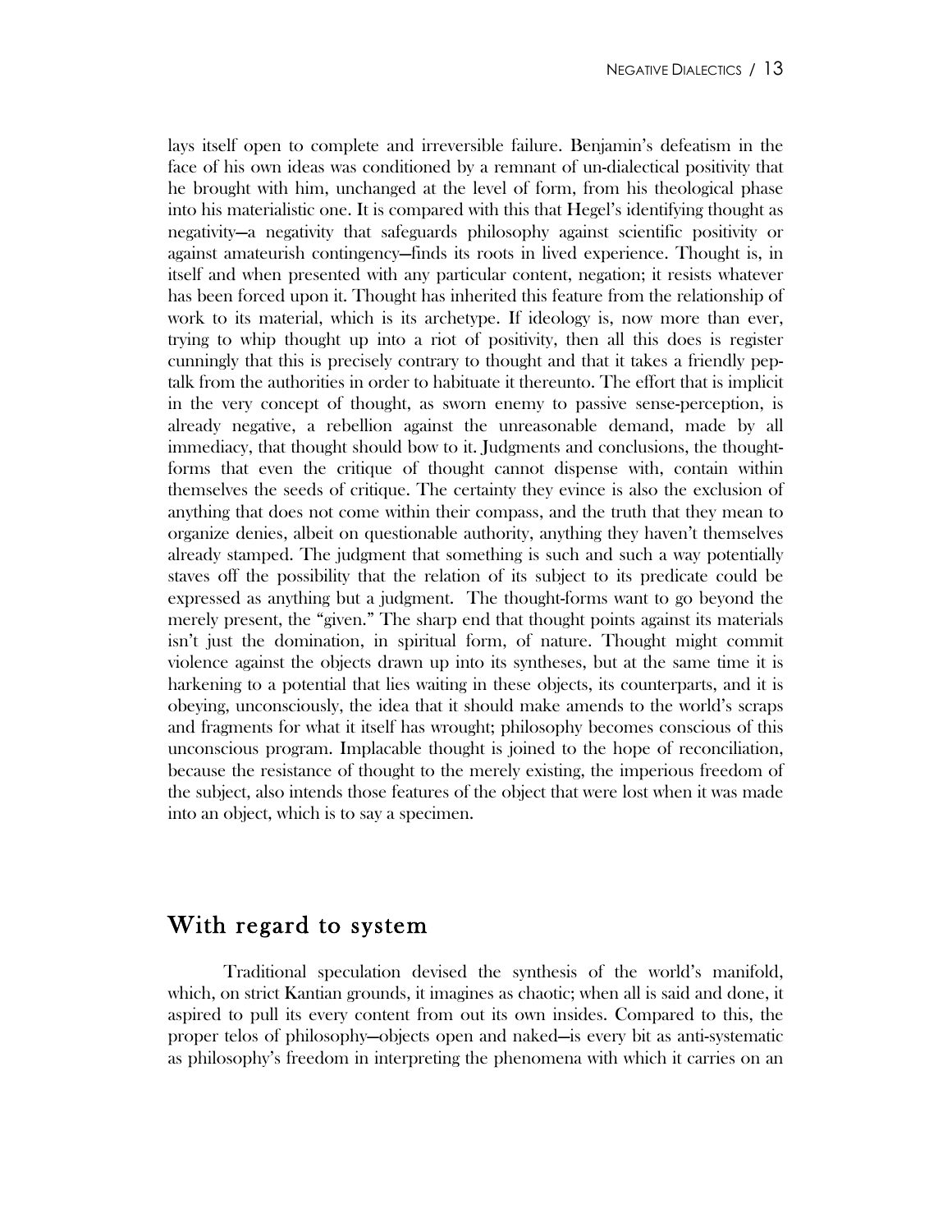lays itself open to complete and irreversible failure. Benjamin's defeatism in the face of his own ideas was conditioned by a remnant of un-dialectical positivity that he brought with him, unchanged at the level of form, from his theological phase into his materialistic one. It is compared with this that Hegel's identifying thought as negativity—a negativity that safeguards philosophy against scientific positivity or against amateurish contingency—finds its roots in lived experience. Thought is, in itself and when presented with any particular content, negation; it resists whatever has been forced upon it. Thought has inherited this feature from the relationship of work to its material, which is its archetype. If ideology is, now more than ever, trying to whip thought up into a riot of positivity, then all this does is register cunningly that this is precisely contrary to thought and that it takes a friendly pep-talk from the authorities in order to habituate it thereunto. The effort that is implicit in the very concept of thought, as sworn enemy to passive sense-perception, is already negative, a rebellion against the unreasonable demand, made by all immediacy, that thought should bow to it. Judgments and conclusions, the thought-forms that even the critique of thought cannot dispense with, contain within themselves the seeds of critique. The certainty they evince is also the exclusion of anything that does not come within their compass, and the truth that they mean to organize denies, albeit on questionable authority, anything they haven't themselves already stamped. The judgment that something is such and such a way potentially staves off the possibility that the relation of its subject to its predicate could be expressed as anything but a judgment. The thought-forms want to go beyond the merely present, the "given." The sharp end that thought points against its materials isn't just the domination, in spiritual form, of nature. Thought might commit violence against the objects drawn up into its syntheses, but at the same time it is harkening to a potential that lies waiting in these objects, its counterparts, and it is obeying, unconsciously, the idea that it should make amends to the world's scraps and fragments for what it itself has wrought; philosophy becomes conscious of this unconscious program. Implacable thought is joined to the hope of reconciliation, because the resistance of thought to the merely existing, the imperious freedom of the subject, also intends those features of the object that were lost when it was made into an object, which is to say a specimen.

## With regard to system

Traditional speculation devised the synthesis of the world's manifold, which, on strict Kantian grounds, it imagines as chaotic; when all is said and done, it aspired to pull its every content from out its own insides. Compared to this, the proper telos of philosophy—objects open and naked—is every bit as anti-systematic as philosophy's freedom in interpreting the phenomena with which it carries on an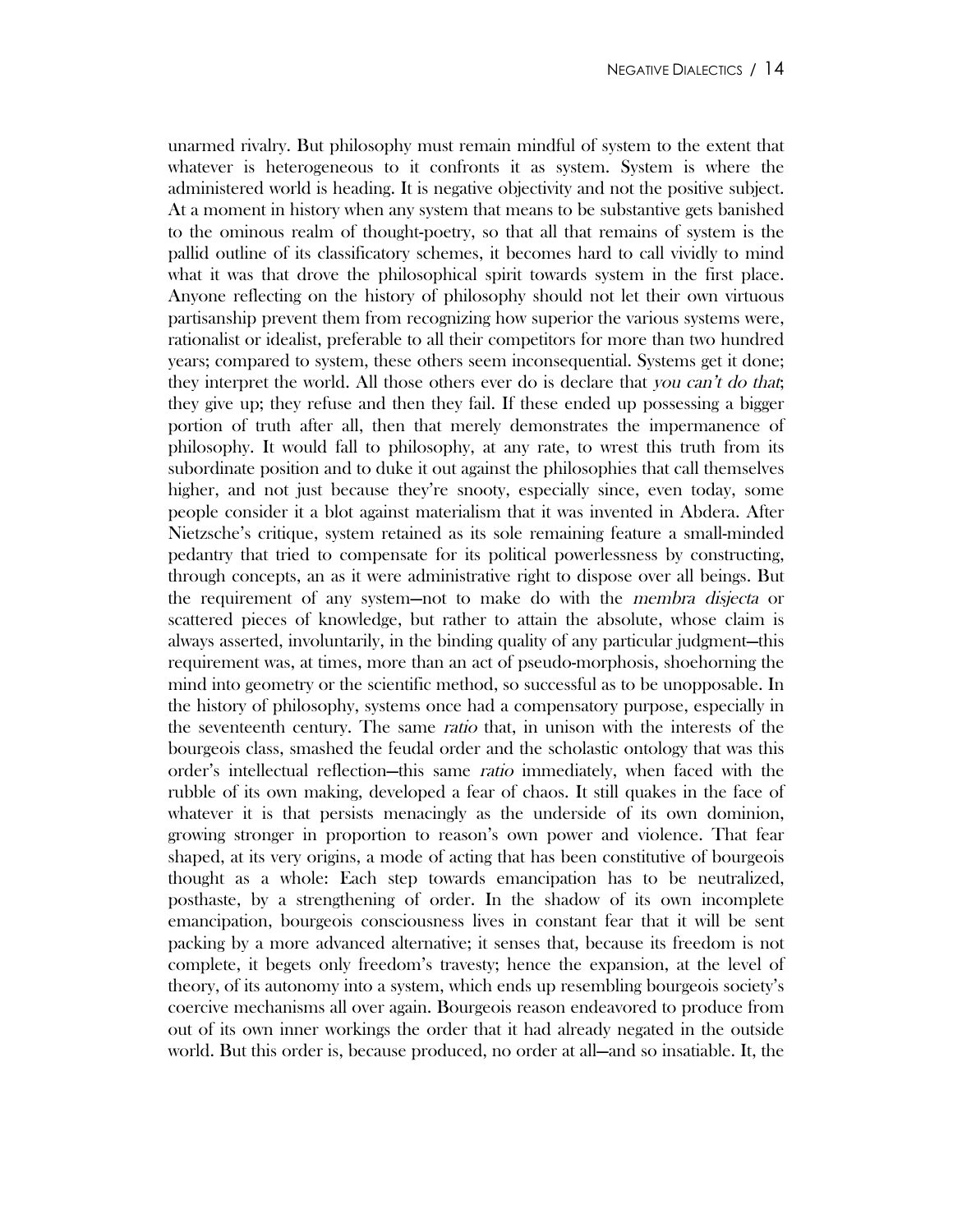unarmed rivalry. But philosophy must remain mindful of system to the extent that whatever is heterogeneous to it confronts it as system. System is where the administered world is heading. It is negative objectivity and not the positive subject. At a moment in history when any system that means to be substantive gets banished to the ominous realm of thought-poetry, so that all that remains of system is the pallid outline of its classificatory schemes, it becomes hard to call vividly to mind what it was that drove the philosophical spirit towards system in the first place. Anyone reflecting on the history of philosophy should not let their own virtuous partisanship prevent them from recognizing how superior the various systems were, rationalist or idealist, preferable to all their competitors for more than two hundred years; compared to system, these others seem inconsequential. Systems get it done; they interpret the world. All those others ever do is declare that *you can't do that*; they give up; they refuse and then they fail. If these ended up possessing a bigger portion of truth after all, then that merely demonstrates the impermanence of philosophy. It would fall to philosophy, at any rate, to wrest this truth from its subordinate position and to duke it out against the philosophies that call themselves higher, and not just because they're snooty, especially since, even today, some people consider it a blot against materialism that it was invented in Abdera. After Nietzsche's critique, system retained as its sole remaining feature a small-minded pedantry that tried to compensate for its political powerlessness by constructing, through concepts, an as it were administrative right to dispose over all beings. But the requirement of any system—not to make do with the *membra disjecta* or scattered pieces of knowledge, but rather to attain the absolute, whose claim is always asserted, involuntarily, in the binding quality of any particular judgment—this requirement was, at times, more than an act of pseudo-morphosis, shoehorning the mind into geometry or the scientific method, so successful as to be unopposable. In the history of philosophy, systems once had a compensatory purpose, especially in the seventeenth century. The same *ratio* that, in unison with the interests of the bourgeois class, smashed the feudal order and the scholastic ontology that was this order's intellectual reflection—this same *ratio* immediately, when faced with the rubble of its own making, developed a fear of chaos. It still quakes in the face of whatever it is that persists menacingly as the underside of its own dominion, growing stronger in proportion to reason's own power and violence. That fear shaped, at its very origins, a mode of acting that has been constitutive of bourgeois thought as a whole: Each step towards emancipation has to be neutralized, posthaste, by a strengthening of order. In the shadow of its own incomplete emancipation, bourgeois consciousness lives in constant fear that it will be sent packing by a more advanced alternative; it senses that, because its freedom is not complete, it begets only freedom's travesty; hence the expansion, at the level of theory, of its autonomy into a system, which ends up resembling bourgeois society's coercive mechanisms all over again. Bourgeois reason endeavored to produce from out of its own inner workings the order that it had already negated in the outside world. But this order is, because produced, no order at all—and so insatiable. It, the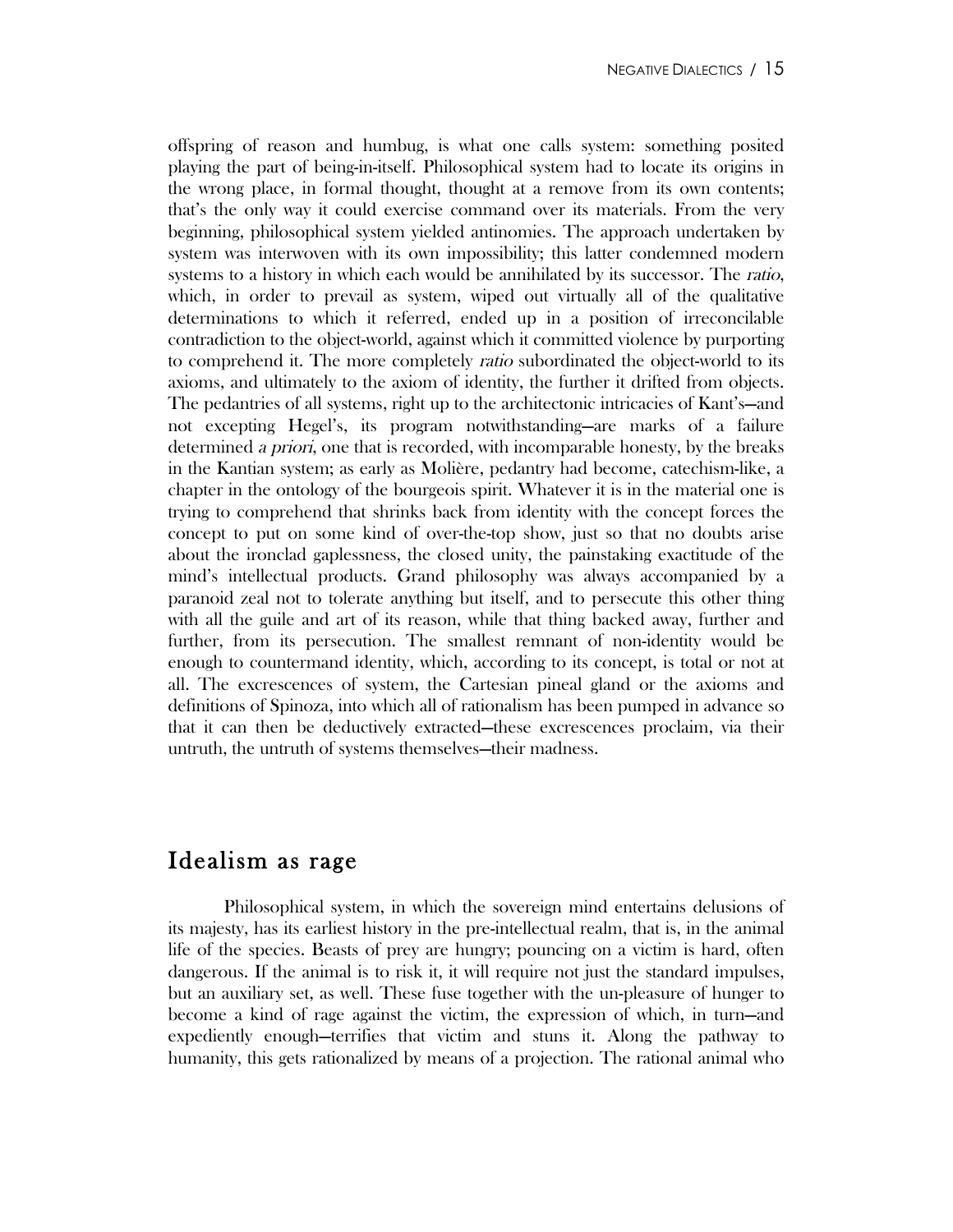offspring of reason and humbug, is what one calls system: something posited playing the part of being-in-itself. Philosophical system had to locate its origins in the wrong place, in formal thought, thought at a remove from its own contents; that's the only way it could exercise command over its materials. From the very beginning, philosophical system yielded antinomies. The approach undertaken by system was interwoven with its own impossibility; this latter condemned modern systems to a history in which each would be annihilated by its successor. The *ratio*, which, in order to prevail as system, wiped out virtually all of the qualitative determinations to which it referred, ended up in a position of irreconcilable contradiction to the object-world, against which it committed violence by purporting to comprehend it. The more completely *ratio* subordinated the object-world to its axioms, and ultimately to the axiom of identity, the further it drifted from objects. The pedantries of all systems, right up to the architectonic intricacies of Kant's—and not excepting Hegel's, its program notwithstanding—are marks of a failure determined *a priori*, one that is recorded, with incomparable honesty, by the breaks in the Kantian system; as early as Molière, pedantry had become, catechism-like, a chapter in the ontology of the bourgeois spirit. Whatever it is in the material one is trying to comprehend that shrinks back from identity with the concept forces the concept to put on some kind of over-the-top show, just so that no doubts arise about the ironclad gaplessness, the closed unity, the painstaking exactitude of the mind's intellectual products. Grand philosophy was always accompanied by a paranoid zeal not to tolerate anything but itself, and to persecute this other thing with all the guile and art of its reason, while that thing backed away, further and further, from its persecution. The smallest remnant of non-identity would be enough to countermand identity, which, according to its concept, is total or not at all. The excrescences of system, the Cartesian pineal gland or the axioms and definitions of Spinoza, into which all of rationalism has been pumped in advance so that it can then be deductively extracted—these excrescences proclaim, via their untruth, the untruth of systems themselves—their madness.

## Idealism as rage

Philosophical system, in which the sovereign mind entertains delusions of its majesty, has its earliest history in the pre-intellectual realm, that is, in the animal life of the species. Beasts of prey are hungry; pouncing on a victim is hard, often dangerous. If the animal is to risk it, it will require not just the standard impulses, but an auxiliary set, as well. These fuse together with the un-pleasure of hunger to become a kind of rage against the victim, the expression of which, in turn—and expediently enough—terrifies that victim and stuns it. Along the pathway to humanity, this gets rationalized by means of a projection. The rational animal who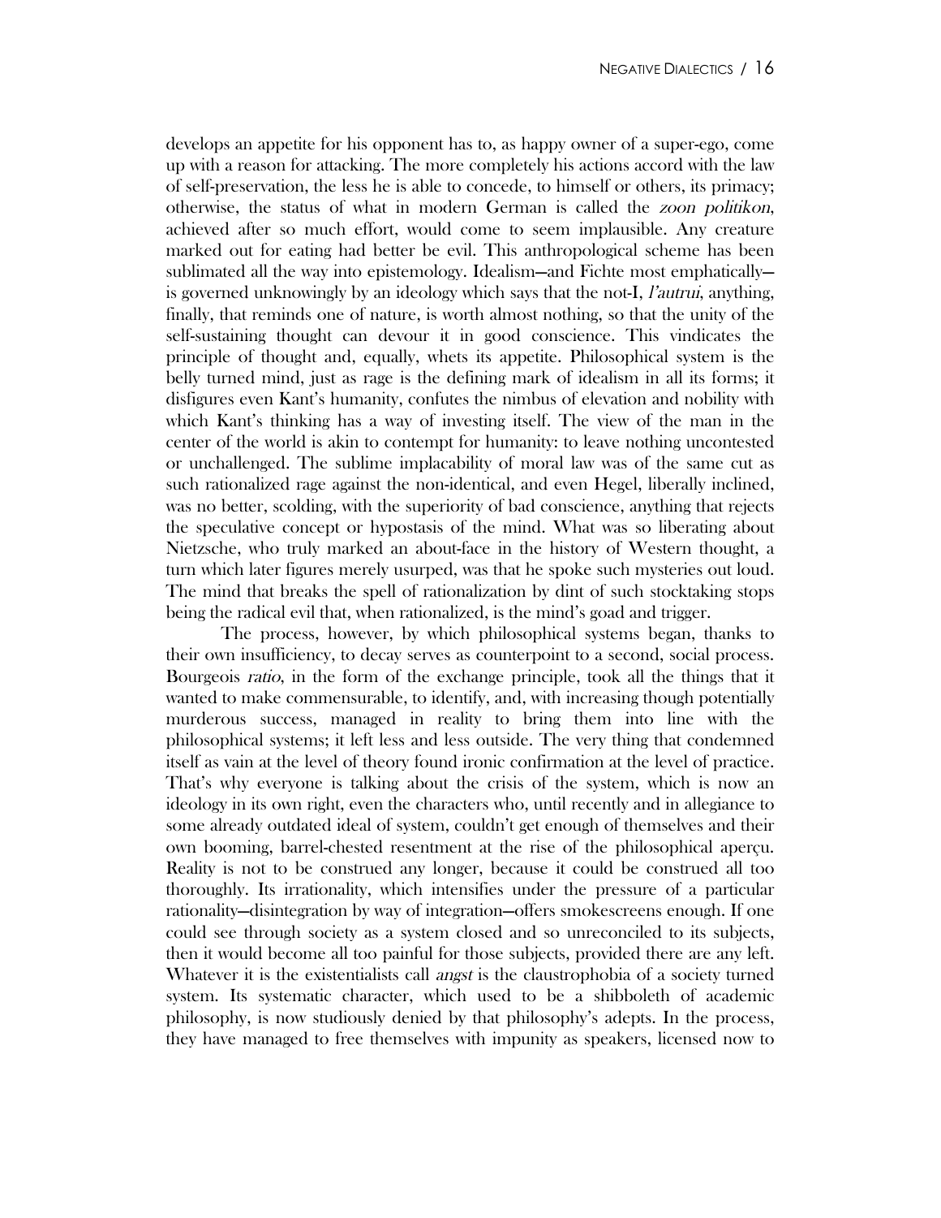develops an appetite for his opponent has to, as happy owner of a super-ego, come up with a reason for attacking. The more completely his actions accord with the law of self-preservation, the less he is able to concede, to himself or others, its primacy; otherwise, the status of what in modern German is called the *zoon politikon*, achieved after so much effort, would come to seem implausible. Any creature marked out for eating had better be evil. This anthropological scheme has been sublimated all the way into epistemology. Idealism—and Fichte most emphatically—is governed unknowingly by an ideology which says that the not-I, *l'autrui*, anything, finally, that reminds one of nature, is worth almost nothing, so that the unity of the self-sustaining thought can devour it in good conscience. This vindicates the principle of thought and, equally, whets its appetite. Philosophical system is the belly turned mind, just as rage is the defining mark of idealism in all its forms; it disfigures even Kant's humanity, confutes the nimbus of elevation and nobility with which Kant's thinking has a way of investing itself. The view of the man in the center of the world is akin to contempt for humanity: to leave nothing uncontested or unchallenged. The sublime implacability of moral law was of the same cut as such rationalized rage against the non-identical, and even Hegel, liberally inclined, was no better, scolding, with the superiority of bad conscience, anything that rejects the speculative concept or hypostasis of the mind. What was so liberating about Nietzsche, who truly marked an about-face in the history of Western thought, a turn which later figures merely usurped, was that he spoke such mysteries out loud. The mind that breaks the spell of rationalization by dint of such stocktaking stops being the radical evil that, when rationalized, is the mind's goad and trigger.

The process, however, by which philosophical systems began, thanks to their own insufficiency, to decay serves as counterpoint to a second, social process. Bourgeois *ratio*, in the form of the exchange principle, took all the things that it wanted to make commensurable, to identify, and, with increasing though potentially murderous success, managed in reality to bring them into line with the philosophical systems; it left less and less outside. The very thing that condemned itself as vain at the level of theory found ironic confirmation at the level of practice. That's why everyone is talking about the crisis of the system, which is now an ideology in its own right, even the characters who, until recently and in allegiance to some already outdated ideal of system, couldn't get enough of themselves and their own booming, barrel-chested resentment at the rise of the philosophical aperçu. Reality is not to be construed any longer, because it could be construed all too thoroughly. Its irrationality, which intensifies under the pressure of a particular rationality—disintegration by way of integration—offers smokescreens enough. If one could see through society as a system closed and so unreconciled to its subjects, then it would become all too painful for those subjects, provided there are any left. Whatever it is the existentialists call *angst* is the claustrophobia of a society turned system. Its systematic character, which used to be a shibboleth of academic philosophy, is now studiously denied by that philosophy's adepts. In the process, they have managed to free themselves with impunity as speakers, licensed now to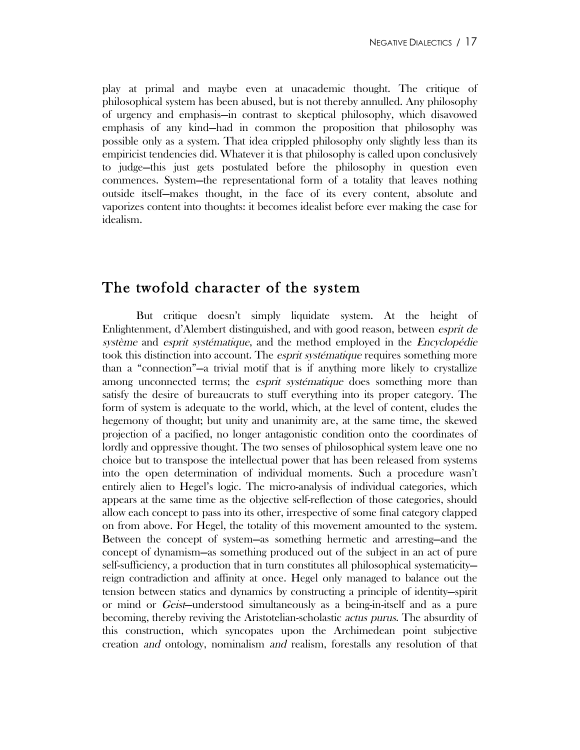play at primal and maybe even at unacademic thought. The critique of philosophical system has been abused, but is not thereby annulled. Any philosophy of urgency and emphasis—in contrast to skeptical philosophy, which disavowed emphasis of any kind—had in common the proposition that philosophy was possible only as a system. That idea crippled philosophy only slightly less than its empiricist tendencies did. Whatever it is that philosophy is called upon conclusively to judge—this just gets postulated before the philosophy in question even commences. System—the representational form of a totality that leaves nothing outside itself—makes thought, in the face of its every content, absolute and vaporizes content into thoughts: it becomes idealist before ever making the case for idealism.

## The twofold character of the system

But critique doesn't simply liquidate system. At the height of Enlightenment, d'Alembert distinguished, and with good reason, between *esprit de système* and *esprit systématique*, and the method employed in the *Encyclopédie* took this distinction into account. The *esprit systématique* requires something more than a "connection"—a trivial motif that is if anything more likely to crystallize among unconnected terms; the *esprit systématique* does something more than satisfy the desire of bureaucrats to stuff everything into its proper category. The form of system is adequate to the world, which, at the level of content, eludes the hegemony of thought; but unity and unanimity are, at the same time, the skewed projection of a pacified, no longer antagonistic condition onto the coordinates of lordly and oppressive thought. The two senses of philosophical system leave one no choice but to transpose the intellectual power that has been released from systems into the open determination of individual moments. Such a procedure wasn't entirely alien to Hegel's logic. The micro-analysis of individual categories, which appears at the same time as the objective self-reflection of those categories, should allow each concept to pass into its other, irrespective of some final category clapped on from above. For Hegel, the totality of this movement amounted to the system. Between the concept of system—as something hermetic and arresting—and the concept of dynamism—as something produced out of the subject in an act of pure self-sufficiency, a production that in turn constitutes all philosophical systematicity—reign contradiction and affinity at once. Hegel only managed to balance out the tension between statics and dynamics by constructing a principle of identity—spirit or mind or *Geist*—understood simultaneously as a being-in-itself and as a pure becoming, thereby reviving the Aristotelian-scholastic *actus purus*. The absurdity of this construction, which syncopates upon the Archimedean point subjective creation *and* ontology, nominalism *and* realism, forestalls any resolution of that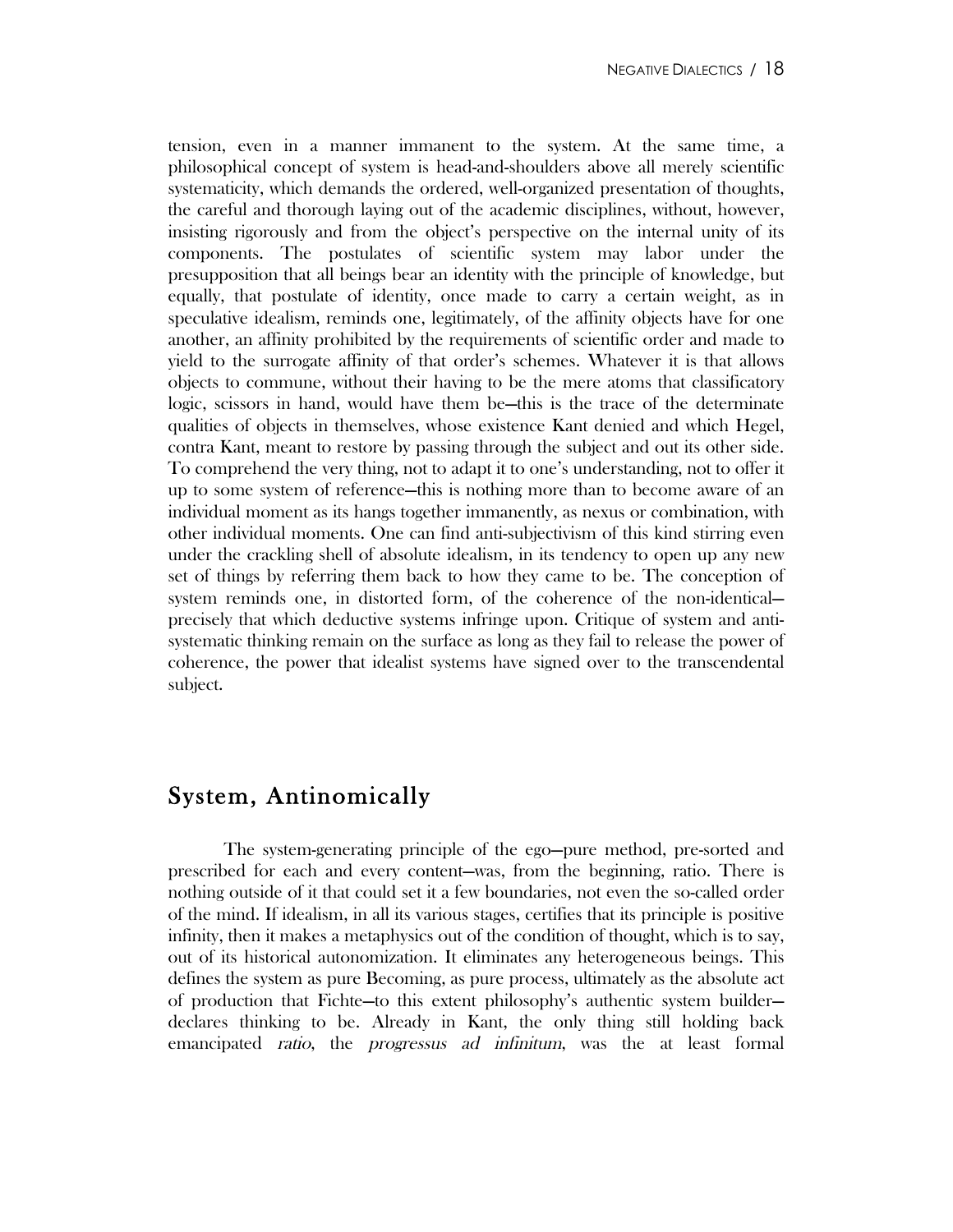tension, even in a manner immanent to the system. At the same time, a philosophical concept of system is head-and-shoulders above all merely scientific systematicity, which demands the ordered, well-organized presentation of thoughts, the careful and thorough laying out of the academic disciplines, without, however, insisting rigorously and from the object's perspective on the internal unity of its components. The postulates of scientific system may labor under the presupposition that all beings bear an identity with the principle of knowledge, but equally, that postulate of identity, once made to carry a certain weight, as in speculative idealism, reminds one, legitimately, of the affinity objects have for one another, an affinity prohibited by the requirements of scientific order and made to yield to the surrogate affinity of that order's schemes. Whatever it is that allows objects to commune, without their having to be the mere atoms that classificatory logic, scissors in hand, would have them be—this is the trace of the determinate qualities of objects in themselves, whose existence Kant denied and which Hegel, contra Kant, meant to restore by passing through the subject and out its other side. To comprehend the very thing, not to adapt it to one's understanding, not to offer it up to some system of reference—this is nothing more than to become aware of an individual moment as its hangs together immanently, as nexus or combination, with other individual moments. One can find anti-subjectivism of this kind stirring even under the crackling shell of absolute idealism, in its tendency to open up any new set of things by referring them back to how they came to be. The conception of system reminds one, in distorted form, of the coherence of the non-identical—precisely that which deductive systems infringe upon. Critique of system and anti-systematic thinking remain on the surface as long as they fail to release the power of coherence, the power that idealist systems have signed over to the transcendental subject.

## System, Antinomically

The system-generating principle of the ego—pure method, pre-sorted and prescribed for each and every content—was, from the beginning, ratio. There is nothing outside of it that could set it a few boundaries, not even the so-called order of the mind. If idealism, in all its various stages, certifies that its principle is positive infinity, then it makes a metaphysics out of the condition of thought, which is to say, out of its historical autonomization. It eliminates any heterogeneous beings. This defines the system as pure Becoming, as pure process, ultimately as the absolute act of production that Fichte—to this extent philosophy's authentic system builder—declares thinking to be. Already in Kant, the only thing still holding back emancipated *ratio*, the *progressus ad infinitum*, was the at least formal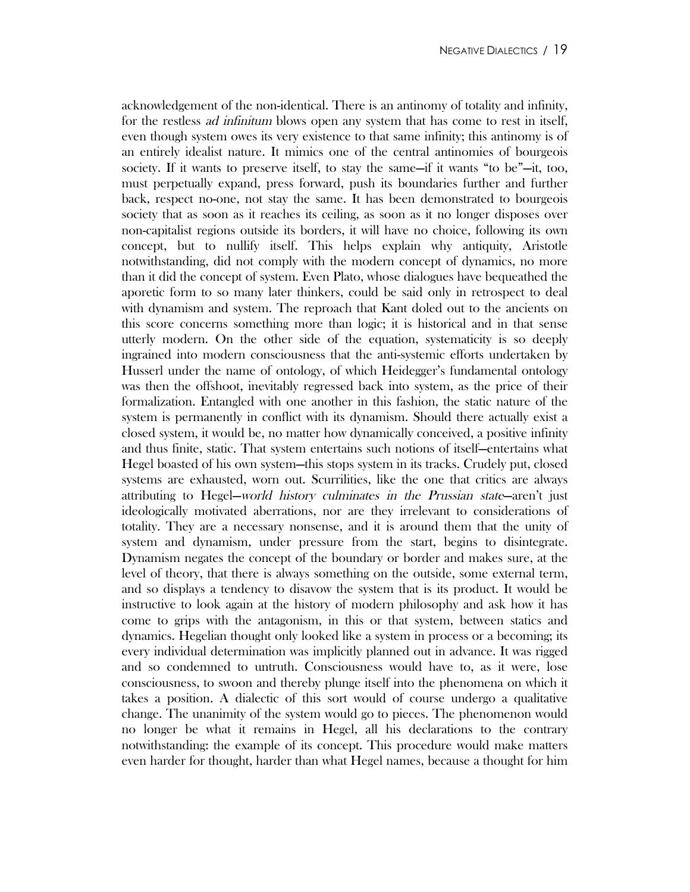acknowledgement of the non-identical. There is an antinomy of totality and infinity, for the restless *ad infinitum* blows open any system that has come to rest in itself, even though system owes its very existence to that same infinity; this antinomy is of an entirely idealist nature. It mimics one of the central antinomies of bourgeois society. If it wants to preserve itself, to stay the same—if it wants "to be"—it, too, must perpetually expand, press forward, push its boundaries further and further back, respect no-one, not stay the same. It has been demonstrated to bourgeois society that as soon as it reaches its ceiling, as soon as it no longer disposes over non-capitalist regions outside its borders, it will have no choice, following its own concept, but to nullify itself. This helps explain why antiquity, Aristotle notwithstanding, did not comply with the modern concept of dynamics, no more than it did the concept of system. Even Plato, whose dialogues have bequeathed the aporetic form to so many later thinkers, could be said only in retrospect to deal with dynamism and system. The reproach that Kant doled out to the ancients on this score concerns something more than logic; it is historical and in that sense utterly modern. On the other side of the equation, systematicity is so deeply ingrained into modern consciousness that the anti-systemic efforts undertaken by Husserl under the name of ontology, of which Heidegger's fundamental ontology was then the offshoot, inevitably regressed back into system, as the price of their formalization. Entangled with one another in this fashion, the static nature of the system is permanently in conflict with its dynamism. Should there actually exist a closed system, it would be, no matter how dynamically conceived, a positive infinity and thus finite, static. That system entertains such notions of itself—entertains what Hegel boasted of his own system—this stops system in its tracks. Crudely put, closed systems are exhausted, worn out. Scurrilities, like the one that critics are always attributing to Hegel—*world history culminates in the Prussian state*—aren't just ideologically motivated aberrations, nor are they irrelevant to considerations of totality. They are a necessary nonsense, and it is around them that the unity of system and dynamism, under pressure from the start, begins to disintegrate. Dynamism negates the concept of the boundary or border and makes sure, at the level of theory, that there is always something on the outside, some external term, and so displays a tendency to disavow the system that is its product. It would be instructive to look again at the history of modern philosophy and ask how it has come to grips with the antagonism, in this or that system, between statics and dynamics. Hegelian thought only looked like a system in process or a becoming; its every individual determination was implicitly planned out in advance. It was rigged and so condemned to untruth. Consciousness would have to, as it were, lose consciousness, to swoon and thereby plunge itself into the phenomena on which it takes a position. A dialectic of this sort would of course undergo a qualitative change. The unanimity of the system would go to pieces. The phenomenon would no longer be what it remains in Hegel, all his declarations to the contrary notwithstanding: the example of its concept. This procedure would make matters even harder for thought, harder than what Hegel names, because a thought for him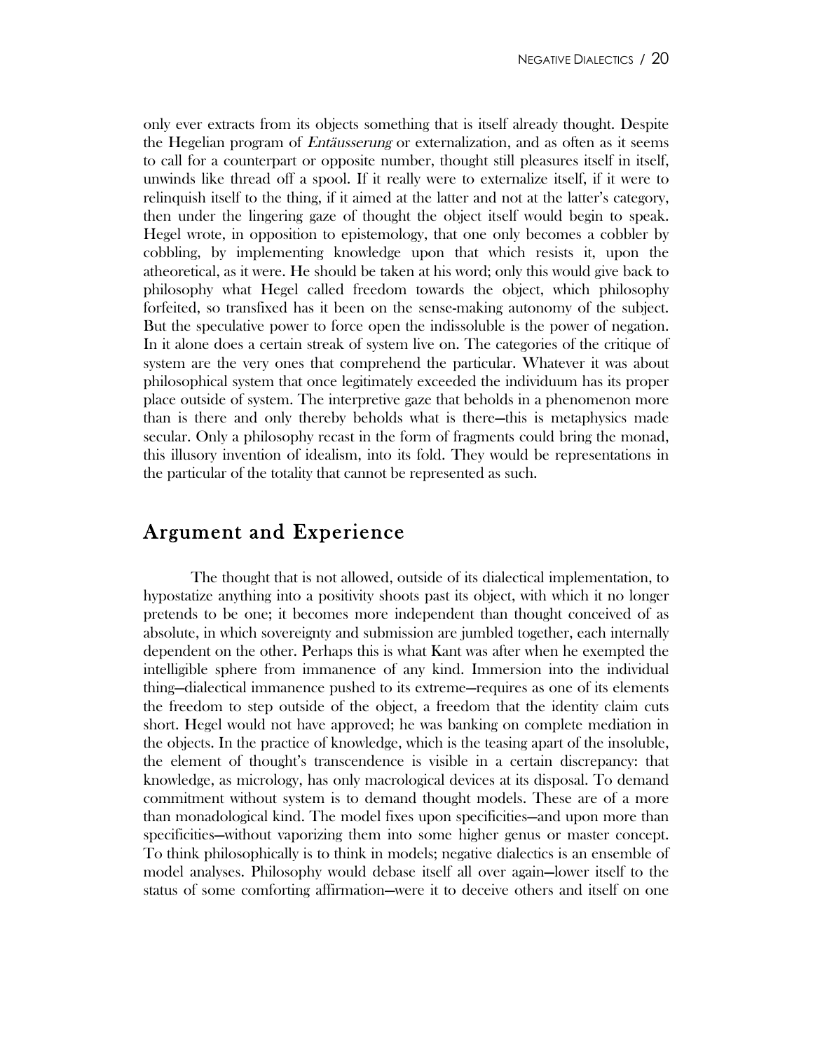only ever extracts from its objects something that is itself already thought. Despite the Hegelian program of *Entäusserung* or externalization, and as often as it seems to call for a counterpart or opposite number, thought still pleasures itself in itself, unwinds like thread off a spool. If it really were to externalize itself, if it were to relinquish itself to the thing, if it aimed at the latter and not at the latter's category, then under the lingering gaze of thought the object itself would begin to speak. Hegel wrote, in opposition to epistemology, that one only becomes a cobbler by cobbling, by implementing knowledge upon that which resists it, upon the atheoretical, as it were. He should be taken at his word; only this would give back to philosophy what Hegel called freedom towards the object, which philosophy forfeited, so transfixed has it been on the sense-making autonomy of the subject. But the speculative power to force open the indissoluble is the power of negation. In it alone does a certain streak of system live on. The categories of the critique of system are the very ones that comprehend the particular. Whatever it was about philosophical system that once legitimately exceeded the individuum has its proper place outside of system. The interpretive gaze that beholds in a phenomenon more than is there and only thereby beholds what is there—this is metaphysics made secular. Only a philosophy recast in the form of fragments could bring the monad, this illusory invention of idealism, into its fold. They would be representations in the particular of the totality that cannot be represented as such.

## Argument and Experience

The thought that is not allowed, outside of its dialectical implementation, to hypostatize anything into a positivity shoots past its object, with which it no longer pretends to be one; it becomes more independent than thought conceived of as absolute, in which sovereignty and submission are jumbled together, each internally dependent on the other. Perhaps this is what Kant was after when he exempted the intelligible sphere from immanence of any kind. Immersion into the individual thing—dialectical immanence pushed to its extreme—requires as one of its elements the freedom to step outside of the object, a freedom that the identity claim cuts short. Hegel would not have approved; he was banking on complete mediation in the objects. In the practice of knowledge, which is the teasing apart of the insoluble, the element of thought's transcendence is visible in a certain discrepancy: that knowledge, as micrology, has only macrological devices at its disposal. To demand commitment without system is to demand thought models. These are of a more than monadological kind. The model fixes upon specificities—and upon more than specificities—without vaporizing them into some higher genus or master concept. To think philosophically is to think in models; negative dialectics is an ensemble of model analyses. Philosophy would debase itself all over again—lower itself to the status of some comforting affirmation—were it to deceive others and itself on one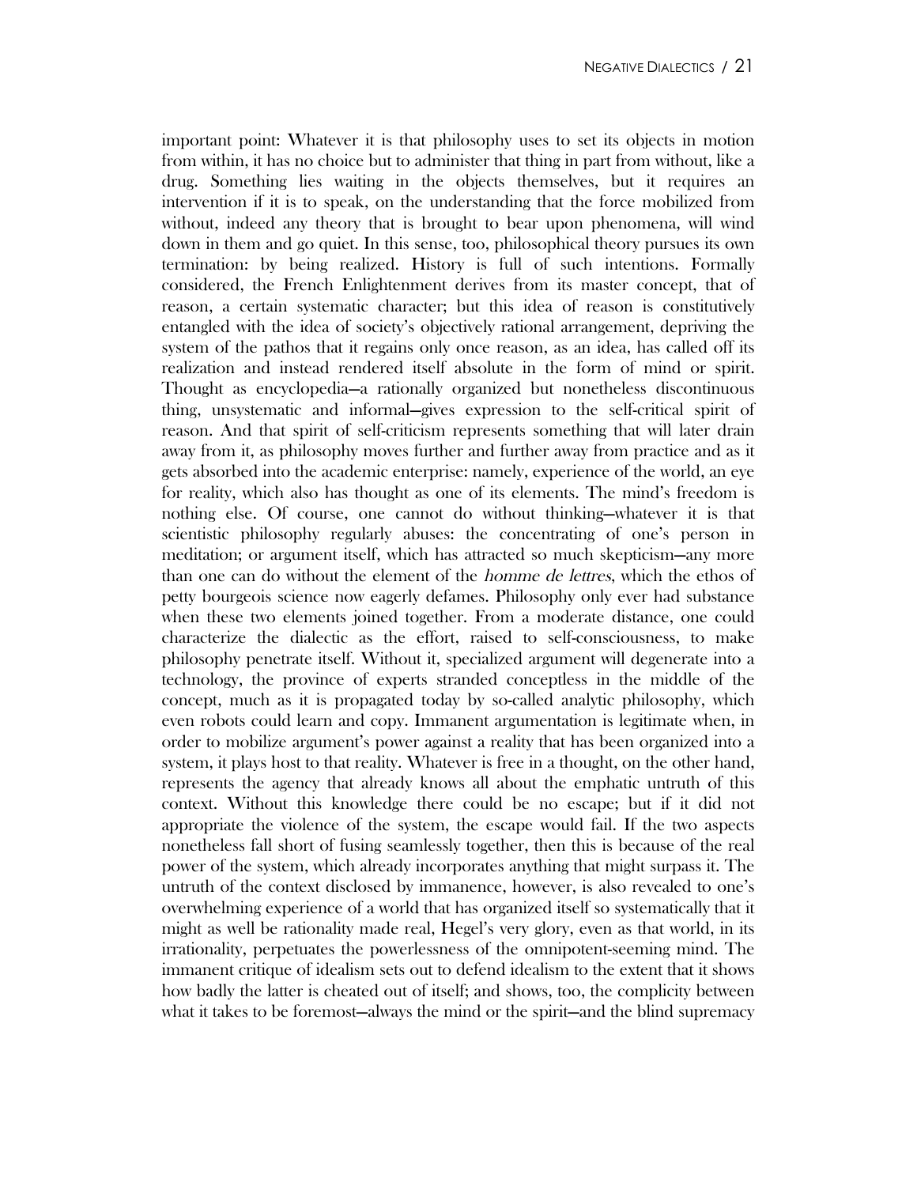important point: Whatever it is that philosophy uses to set its objects in motion from within, it has no choice but to administer that thing in part from without, like a drug. Something lies waiting in the objects themselves, but it requires an intervention if it is to speak, on the understanding that the force mobilized from without, indeed any theory that is brought to bear upon phenomena, will wind down in them and go quiet. In this sense, too, philosophical theory pursues its own termination: by being realized. History is full of such intentions. Formally considered, the French Enlightenment derives from its master concept, that of reason, a certain systematic character; but this idea of reason is constitutively entangled with the idea of society's objectively rational arrangement, depriving the system of the pathos that it regains only once reason, as an idea, has called off its realization and instead rendered itself absolute in the form of mind or spirit. Thought as encyclopedia—a rationally organized but nonetheless discontinuous thing, unsystematic and informal—gives expression to the self-critical spirit of reason. And that spirit of self-criticism represents something that will later drain away from it, as philosophy moves further and further away from practice and as it gets absorbed into the academic enterprise: namely, experience of the world, an eye for reality, which also has thought as one of its elements. The mind's freedom is nothing else. Of course, one cannot do without thinking—whatever it is that scientistic philosophy regularly abuses: the concentrating of one's person in meditation; or argument itself, which has attracted so much skepticism—any more than one can do without the element of the *homme de lettres*, which the ethos of petty bourgeois science now eagerly defames. Philosophy only ever had substance when these two elements joined together. From a moderate distance, one could characterize the dialectic as the effort, raised to self-consciousness, to make philosophy penetrate itself. Without it, specialized argument will degenerate into a technology, the province of experts stranded conceptless in the middle of the concept, much as it is propagated today by so-called analytic philosophy, which even robots could learn and copy. Immanent argumentation is legitimate when, in order to mobilize argument's power against a reality that has been organized into a system, it plays host to that reality. Whatever is free in a thought, on the other hand, represents the agency that already knows all about the emphatic untruth of this context. Without this knowledge there could be no escape; but if it did not appropriate the violence of the system, the escape would fail. If the two aspects nonetheless fall short of fusing seamlessly together, then this is because of the real power of the system, which already incorporates anything that might surpass it. The untruth of the context disclosed by immanence, however, is also revealed to one's overwhelming experience of a world that has organized itself so systematically that it might as well be rationality made real, Hegel's very glory, even as that world, in its irrationality, perpetuates the powerlessness of the omnipotent-seeming mind. The immanent critique of idealism sets out to defend idealism to the extent that it shows how badly the latter is cheated out of itself; and shows, too, the complicity between what it takes to be foremost—always the mind or the spirit—and the blind supremacy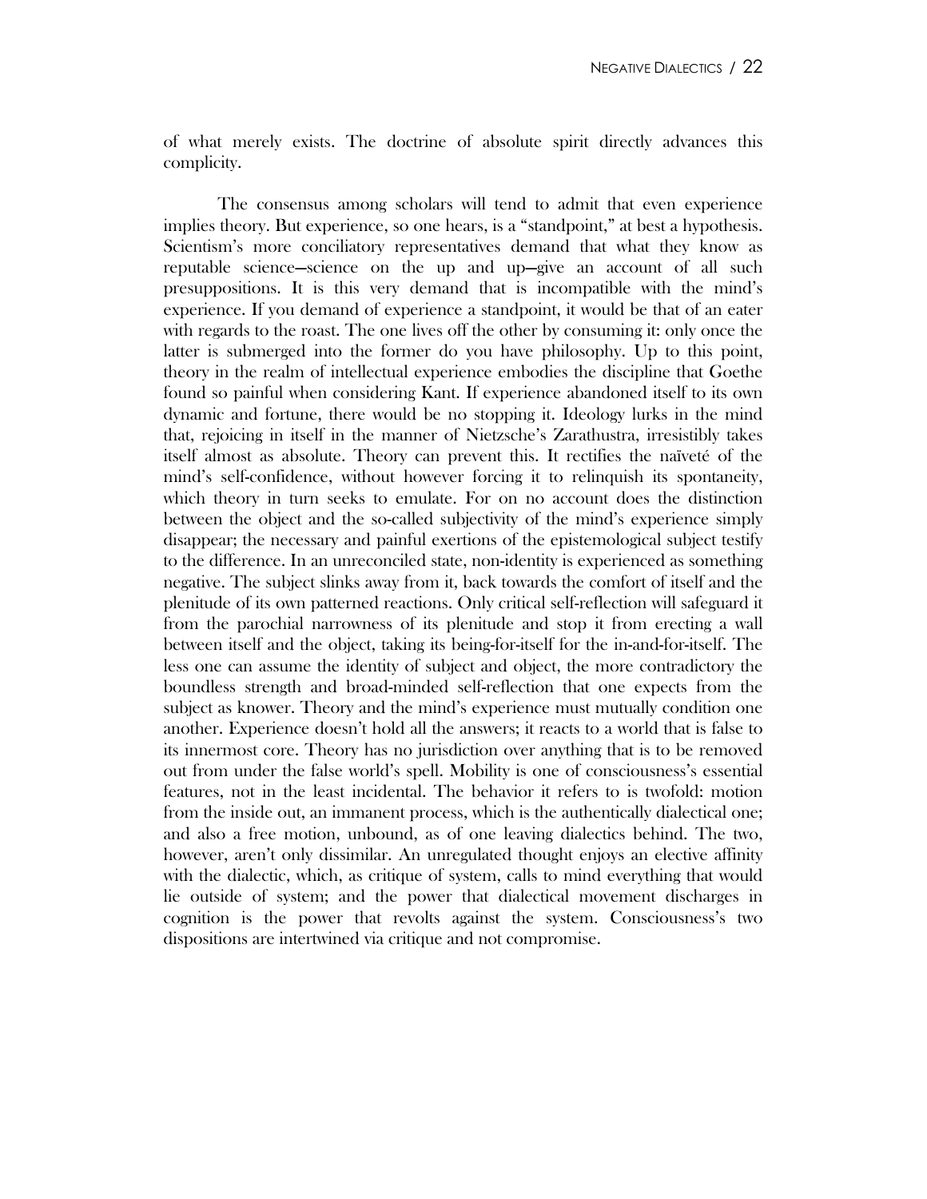of what merely exists. The doctrine of absolute spirit directly advances this complicity.

The consensus among scholars will tend to admit that even experience implies theory. But experience, so one hears, is a "standpoint," at best a hypothesis. Scientism's more conciliatory representatives demand that what they know as reputable science—science on the up and up—give an account of all such presuppositions. It is this very demand that is incompatible with the mind's experience. If you demand of experience a standpoint, it would be that of an eater with regards to the roast. The one lives off the other by consuming it: only once the latter is submerged into the former do you have philosophy. Up to this point, theory in the realm of intellectual experience embodies the discipline that Goethe found so painful when considering Kant. If experience abandoned itself to its own dynamic and fortune, there would be no stopping it. Ideology lurks in the mind that, rejoicing in itself in the manner of Nietzsche's Zarathustra, irresistibly takes itself almost as absolute. Theory can prevent this. It rectifies the naïveté of the mind's self-confidence, without however forcing it to relinquish its spontaneity, which theory in turn seeks to emulate. For on no account does the distinction between the object and the so-called subjectivity of the mind's experience simply disappear; the necessary and painful exertions of the epistemological subject testify to the difference. In an unreconciled state, non-identity is experienced as something negative. The subject slinks away from it, back towards the comfort of itself and the plenitude of its own patterned reactions. Only critical self-reflection will safeguard it from the parochial narrowness of its plenitude and stop it from erecting a wall between itself and the object, taking its being-for-itself for the in-and-for-itself. The less one can assume the identity of subject and object, the more contradictory the boundless strength and broad-minded self-reflection that one expects from the subject as knower. Theory and the mind's experience must mutually condition one another. Experience doesn't hold all the answers; it reacts to a world that is false to its innermost core. Theory has no jurisdiction over anything that is to be removed out from under the false world's spell. Mobility is one of consciousness's essential features, not in the least incidental. The behavior it refers to is twofold: motion from the inside out, an immanent process, which is the authentically dialectical one; and also a free motion, unbound, as of one leaving dialectics behind. The two, however, aren't only dissimilar. An unregulated thought enjoys an elective affinity with the dialectic, which, as critique of system, calls to mind everything that would lie outside of system; and the power that dialectical movement discharges in cognition is the power that revolts against the system. Consciousness's two dispositions are intertwined via critique and not compromise.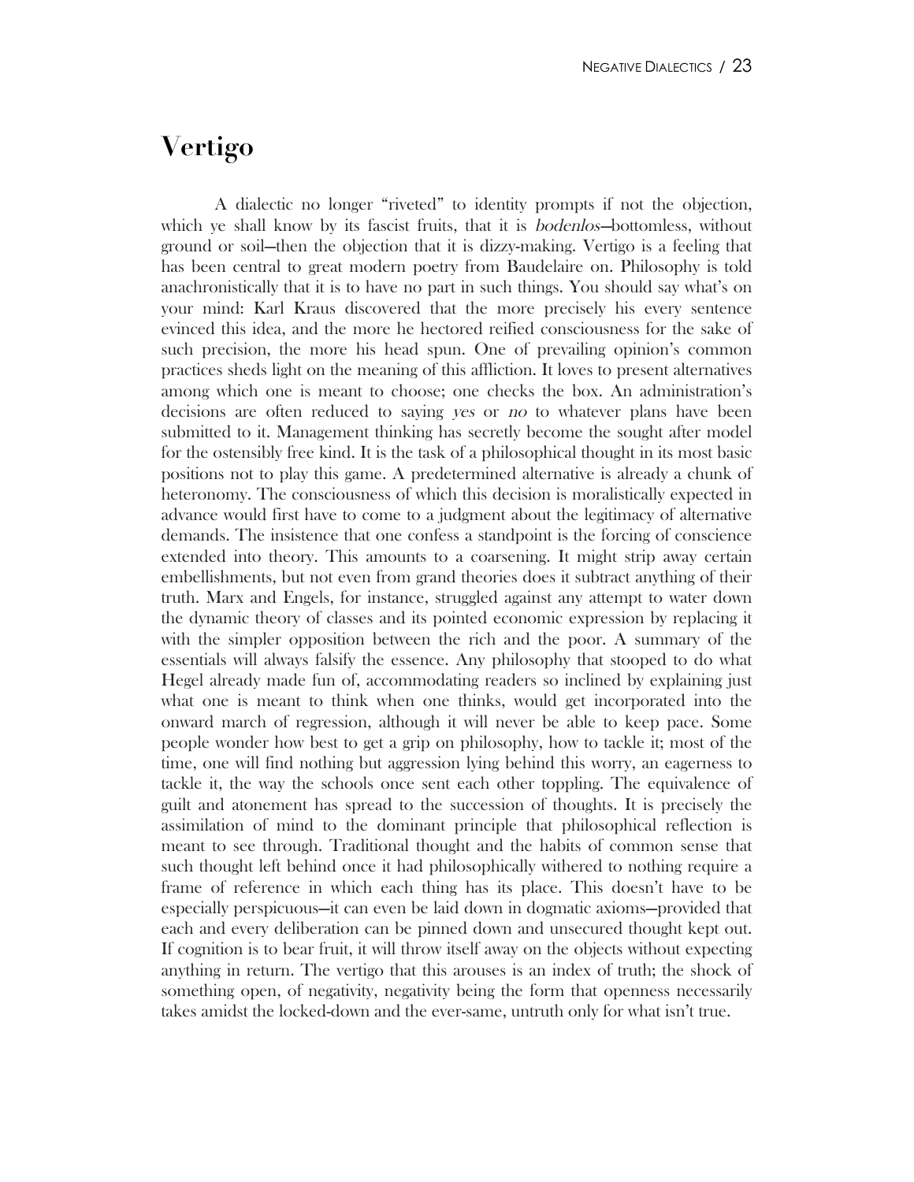# Vertigo

A dialectic no longer "riveted" to identity prompts if not the objection, which ye shall know by its fascist fruits, that it is *bodenlos*—bottomless, without ground or soil—then the objection that it is dizzy-making. Vertigo is a feeling that has been central to great modern poetry from Baudelaire on. Philosophy is told anachronistically that it is to have no part in such things. You should say what's on your mind: Karl Kraus discovered that the more precisely his every sentence evinced this idea, and the more he hectored reified consciousness for the sake of such precision, the more his head spun. One of prevailing opinion's common practices sheds light on the meaning of this affliction. It loves to present alternatives among which one is meant to choose; one checks the box. An administration's decisions are often reduced to saying *yes* or *no* to whatever plans have been submitted to it. Management thinking has secretly become the sought after model for the ostensibly free kind. It is the task of a philosophical thought in its most basic positions not to play this game. A predetermined alternative is already a chunk of heteronomy. The consciousness of which this decision is moralistically expected in advance would first have to come to a judgment about the legitimacy of alternative demands. The insistence that one confess a standpoint is the forcing of conscience extended into theory. This amounts to a coarsening. It might strip away certain embellishments, but not even from grand theories does it subtract anything of their truth. Marx and Engels, for instance, struggled against any attempt to water down the dynamic theory of classes and its pointed economic expression by replacing it with the simpler opposition between the rich and the poor. A summary of the essentials will always falsify the essence. Any philosophy that stooped to do what Hegel already made fun of, accommodating readers so inclined by explaining just what one is meant to think when one thinks, would get incorporated into the onward march of regression, although it will never be able to keep pace. Some people wonder how best to get a grip on philosophy, how to tackle it; most of the time, one will find nothing but aggression lying behind this worry, an eagerness to tackle it, the way the schools once sent each other toppling. The equivalence of guilt and atonement has spread to the succession of thoughts. It is precisely the assimilation of mind to the dominant principle that philosophical reflection is meant to see through. Traditional thought and the habits of common sense that such thought left behind once it had philosophically withered to nothing require a frame of reference in which each thing has its place. This doesn't have to be especially perspicuous—it can even be laid down in dogmatic axioms—provided that each and every deliberation can be pinned down and unsecured thought kept out. If cognition is to bear fruit, it will throw itself away on the objects without expecting anything in return. The vertigo that this arouses is an index of truth; the shock of something open, of negativity, negativity being the form that openness necessarily takes amidst the locked-down and the ever-same, untruth only for what isn't true.